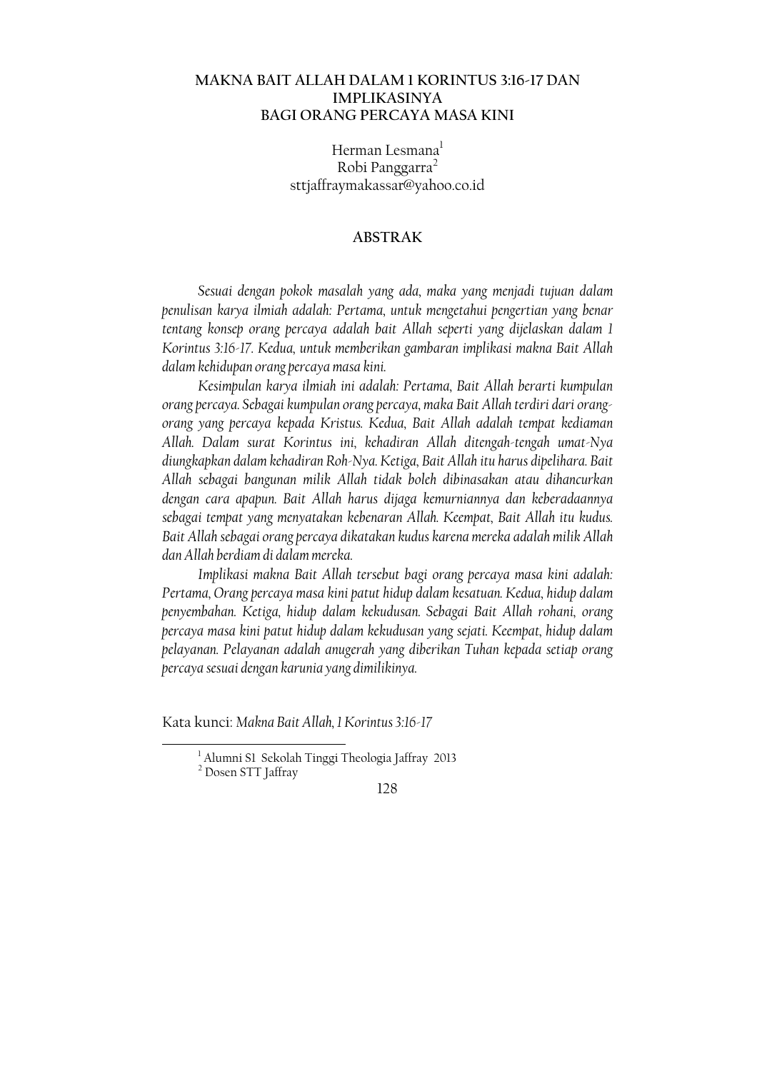# MAKNA BAIT ALLAH DALAM 1 KORINTUS 3:16-17 DAN IMPLIKASINYA BAGI ORANG PERCAYA MASA KINI

Herman Lesmana[1]
Robi Panggarra[2]
sttjaffraymakassar@yahoo.co.id

## ABSTRAK

*Sesuai dengan pokok masalah yang ada, maka yang menjadi tujuan dalam penulisan karya ilmiah adalah: Pertama, untuk mengetahui pengertian yang benar tentang konsep orang percaya adalah bait Allah seperti yang dijelaskan dalam 1 Korintus 3:16-17. Kedua, untuk memberikan gambaran implikasi makna Bait Allah dalam kehidupan orang percaya masa kini.*

*Kesimpulan karya ilmiah ini adalah: Pertama, Bait Allah berarti kumpulan orang percaya. Sebagai kumpulan orang percaya, maka Bait Allah terdiri dari orang-orang yang percaya kepada Kristus. Kedua, Bait Allah adalah tempat kediaman Allah. Dalam surat Korintus ini, kehadiran Allah ditengah-tengah umat-Nya diungkapkan dalam kehadiran Roh-Nya. Ketiga, Bait Allah itu harus dipelihara. Bait Allah sebagai bangunan milik Allah tidak boleh dibinasakan atau dihancurkan dengan cara apapun. Bait Allah harus dijaga kemurniannya dan keberadaannya sebagai tempat yang menyatakan kebenaran Allah. Keempat, Bait Allah itu kudus. Bait Allah sebagai orang percaya dikatakan kudus karena mereka adalah milik Allah dan Allah berdiam di dalam mereka.*

*Implikasi makna Bait Allah tersebut bagi orang percaya masa kini adalah: Pertama, Orang percaya masa kini patut hidup dalam kesatuan. Kedua, hidup dalam penyembahan. Ketiga, hidup dalam kekudusan. Sebagai Bait Allah rohani, orang percaya masa kini patut hidup dalam kekudusan yang sejati. Keempat, hidup dalam pelayanan. Pelayanan adalah anugerah yang diberikan Tuhan kepada setiap orang percaya sesuai dengan karunia yang dimilikinya.*

Kata kunci: *Makna Bait Allah, 1 Korintus 3:16-17*

---

[1] Alumni S1 Sekolah Tinggi Theologia Jaffray 2013

[2] Dosen STT Jaffray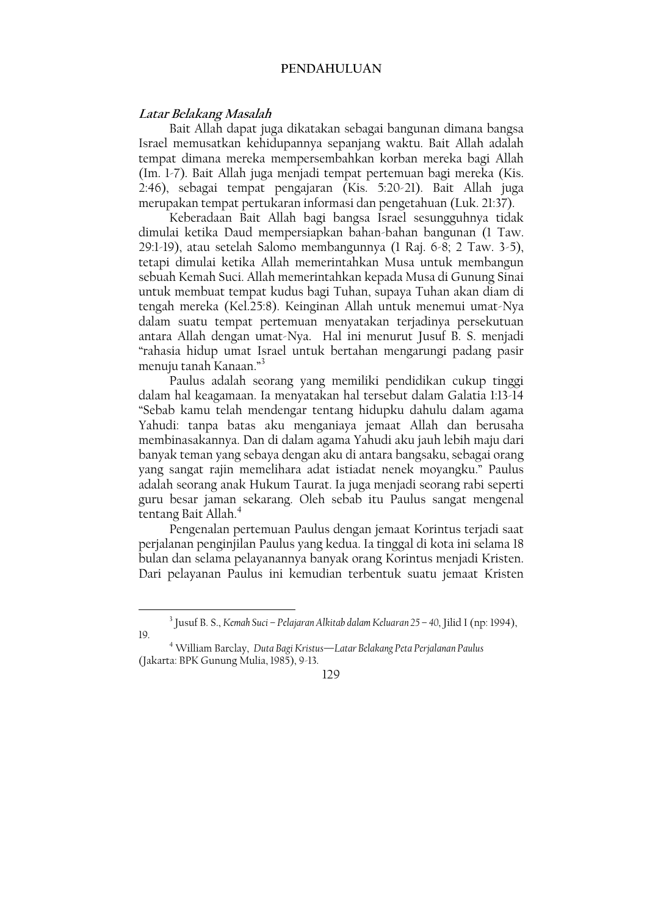# PENDAHULUAN

***Latar Belakang Masalah***

Bait Allah dapat juga dikatakan sebagai bangunan dimana bangsa Israel memusatkan kehidupannya sepanjang waktu. Bait Allah adalah tempat dimana mereka mempersembahkan korban mereka bagi Allah (Im. 1-7). Bait Allah juga menjadi tempat pertemuan bagi mereka (Kis. 2:46), sebagai tempat pengajaran (Kis. 5:20-21). Bait Allah juga merupakan tempat pertukaran informasi dan pengetahuan (Luk. 21:37).

Keberadaan Bait Allah bagi bangsa Israel sesungguhnya tidak dimulai ketika Daud mempersiapkan bahan-bahan bangunan (1 Taw. 29:1-19), atau setelah Salomo membangunnya (1 Raj. 6-8; 2 Taw. 3-5), tetapi dimulai ketika Allah memerintahkan Musa untuk membangun sebuah Kemah Suci. Allah memerintahkan kepada Musa di Gunung Sinai untuk membuat tempat kudus bagi Tuhan, supaya Tuhan akan diam di tengah mereka (Kel.25:8). Keinginan Allah untuk menemui umat-Nya dalam suatu tempat pertemuan menyatakan terjadinya persekutuan antara Allah dengan umat-Nya. Hal ini menurut Jusuf B. S. menjadi "rahasia hidup umat Israel untuk bertahan mengarungi padang pasir menuju tanah Kanaan."[3]

Paulus adalah seorang yang memiliki pendidikan cukup tinggi dalam hal keagamaan. Ia menyatakan hal tersebut dalam Galatia 1:13-14 "Sebab kamu telah mendengar tentang hidupku dahulu dalam agama Yahudi: tanpa batas aku menganiaya jemaat Allah dan berusaha membinasakannya. Dan di dalam agama Yahudi aku jauh lebih maju dari banyak teman yang sebaya dengan aku di antara bangsaku, sebagai orang yang sangat rajin memelihara adat istiadat nenek moyangku." Paulus adalah seorang anak Hukum Taurat. Ia juga menjadi seorang rabi seperti guru besar jaman sekarang. Oleh sebab itu Paulus sangat mengenal tentang Bait Allah.[4]

Pengenalan pertemuan Paulus dengan jemaat Korintus terjadi saat perjalanan penginjilan Paulus yang kedua. Ia tinggal di kota ini selama 18 bulan dan selama pelayanannya banyak orang Korintus menjadi Kristen. Dari pelayanan Paulus ini kemudian terbentuk suatu jemaat Kristen

---

[3] Jusuf B. S., *Kemah Suci – Pelajaran Alkitab dalam Keluaran 25 – 40*, Jilid I (np: 1994), 19.

[4] William Barclay, *Duta Bagi Kristus—Latar Belakang Peta Perjalanan Paulus* (Jakarta: BPK Gunung Mulia, 1985), 9-13.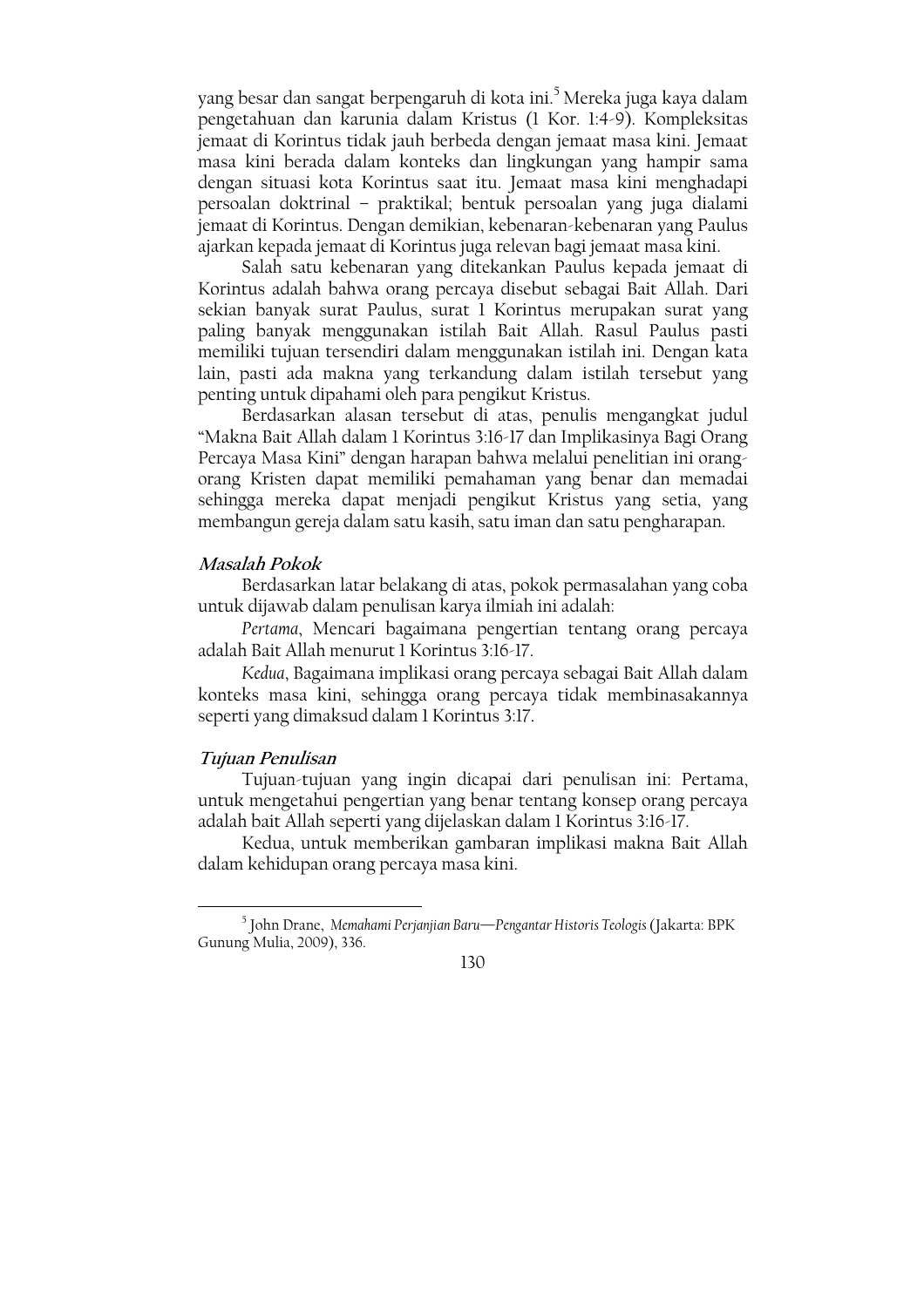yang besar dan sangat berpengaruh di kota ini.[5] Mereka juga kaya dalam pengetahuan dan karunia dalam Kristus (1 Kor. 1:4-9). Kompleksitas jemaat di Korintus tidak jauh berbeda dengan jemaat masa kini. Jemaat masa kini berada dalam konteks dan lingkungan yang hampir sama dengan situasi kota Korintus saat itu. Jemaat masa kini menghadapi persoalan doktrinal – praktikal; bentuk persoalan yang juga dialami jemaat di Korintus. Dengan demikian, kebenaran-kebenaran yang Paulus ajarkan kepada jemaat di Korintus juga relevan bagi jemaat masa kini.

Salah satu kebenaran yang ditekankan Paulus kepada jemaat di Korintus adalah bahwa orang percaya disebut sebagai Bait Allah. Dari sekian banyak surat Paulus, surat 1 Korintus merupakan surat yang paling banyak menggunakan istilah Bait Allah. Rasul Paulus pasti memiliki tujuan tersendiri dalam menggunakan istilah ini. Dengan kata lain, pasti ada makna yang terkandung dalam istilah tersebut yang penting untuk dipahami oleh para pengikut Kristus.

Berdasarkan alasan tersebut di atas, penulis mengangkat judul "Makna Bait Allah dalam 1 Korintus 3:16-17 dan Implikasinya Bagi Orang Percaya Masa Kini" dengan harapan bahwa melalui penelitian ini orang-orang Kristen dapat memiliki pemahaman yang benar dan memadai sehingga mereka dapat menjadi pengikut Kristus yang setia, yang membangun gereja dalam satu kasih, satu iman dan satu pengharapan.

### *Masalah Pokok*

Berdasarkan latar belakang di atas, pokok permasalahan yang coba untuk dijawab dalam penulisan karya ilmiah ini adalah:

*Pertama*, Mencari bagaimana pengertian tentang orang percaya adalah Bait Allah menurut 1 Korintus 3:16-17.

*Kedua*, Bagaimana implikasi orang percaya sebagai Bait Allah dalam konteks masa kini, sehingga orang percaya tidak membinasakannya seperti yang dimaksud dalam 1 Korintus 3:17.

### *Tujuan Penulisan*

Tujuan-tujuan yang ingin dicapai dari penulisan ini: Pertama, untuk mengetahui pengertian yang benar tentang konsep orang percaya adalah bait Allah seperti yang dijelaskan dalam 1 Korintus 3:16-17.

Kedua, untuk memberikan gambaran implikasi makna Bait Allah dalam kehidupan orang percaya masa kini.

---

[5] John Drane, *Memahami Perjanjian Baru—Pengantar Historis Teologis* (Jakarta: BPK Gunung Mulia, 2009), 336.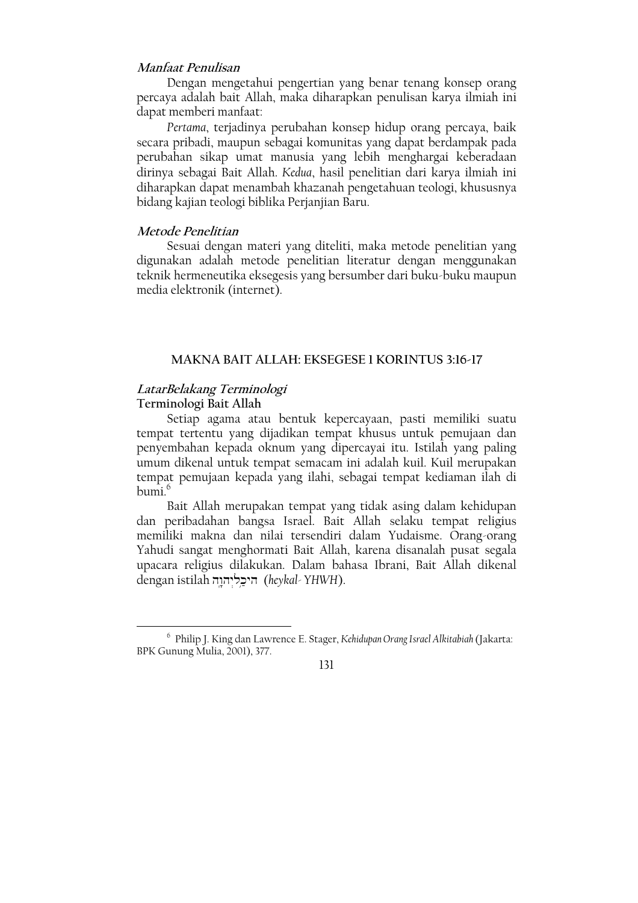### *Manfaat Penulisan*

Dengan mengetahui pengertian yang benar tenang konsep orang percaya adalah bait Allah, maka diharapkan penulisan karya ilmiah ini dapat memberi manfaat:

*Pertama*, terjadinya perubahan konsep hidup orang percaya, baik secara pribadi, maupun sebagai komunitas yang dapat berdampak pada perubahan sikap umat manusia yang lebih menghargai keberadaan dirinya sebagai Bait Allah. *Kedua*, hasil penelitian dari karya ilmiah ini diharapkan dapat menambah khazanah pengetahuan teologi, khususnya bidang kajian teologi biblika Perjanjian Baru.

### *Metode Penelitian*

Sesuai dengan materi yang diteliti, maka metode penelitian yang digunakan adalah metode penelitian literatur dengan menggunakan teknik hermeneutika eksegesis yang bersumber dari buku-buku maupun media elektronik (internet).

## MAKNA BAIT ALLAH: EKSEGESE 1 KORINTUS 3:16-17

### *LatarBelakang Terminologi*

#### Terminologi Bait Allah

Setiap agama atau bentuk kepercayaan, pasti memiliki suatu tempat tertentu yang dijadikan tempat khusus untuk pemujaan dan penyembahan kepada oknum yang dipercayai itu. Istilah yang paling umum dikenal untuk tempat semacam ini adalah kuil. Kuil merupakan tempat pemujaan kepada yang ilahi, sebagai tempat kediaman ilah di bumi.[6]

Bait Allah merupakan tempat yang tidak asing dalam kehidupan dan peribadahan bangsa Israel. Bait Allah selaku tempat religius memiliki makna dan nilai tersendiri dalam Yudaisme. Orang-orang Yahudi sangat menghormati Bait Allah, karena disanalah pusat segala upacara religius dilakukan. Dalam bahasa Ibrani, Bait Allah dikenal dengan istilah היכַלְיְהוָה (*heykal- YHWH*).

---

[6] Philip J. King dan Lawrence E. Stager, *Kehidupan Orang Israel Alkitabiah* (Jakarta: BPK Gunung Mulia, 2001), 377.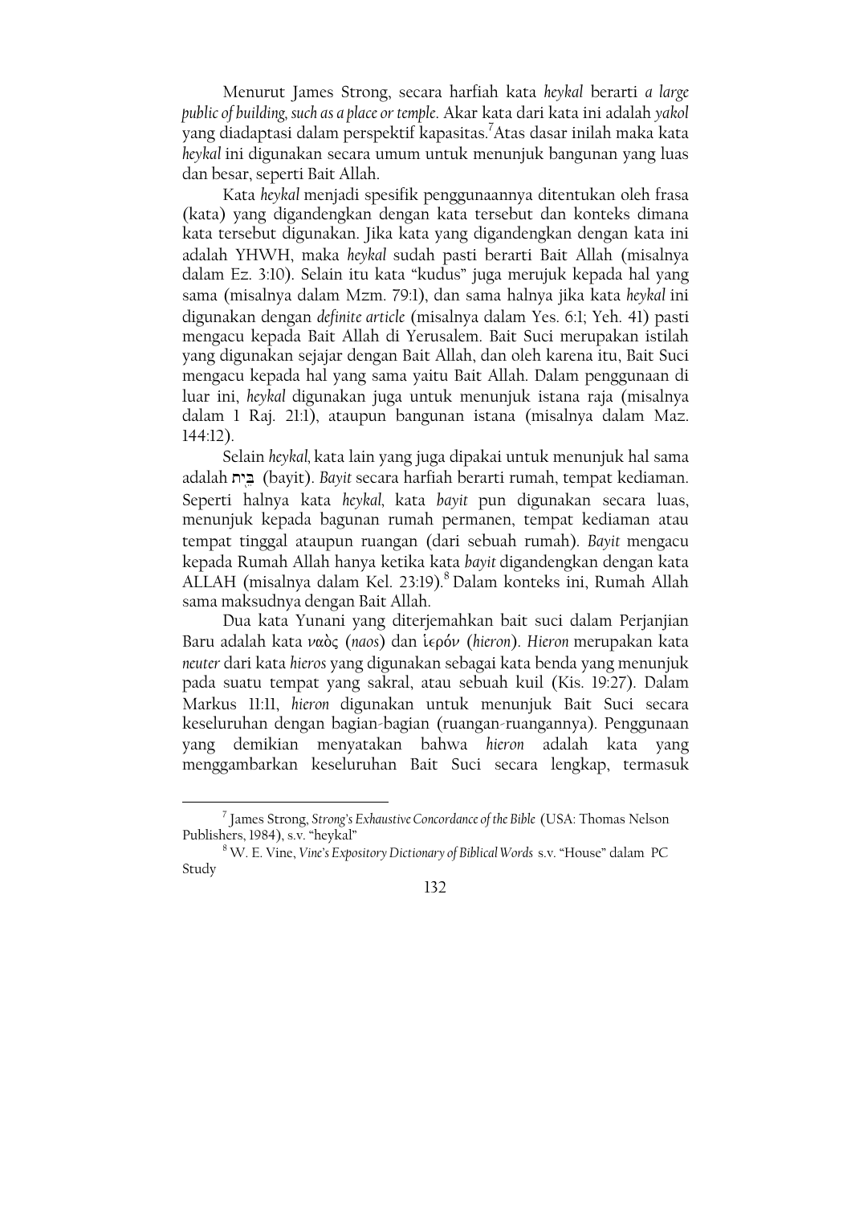Menurut James Strong, secara harfiah kata *heykal* berarti *a large public of building, such as a place or temple*. Akar kata dari kata ini adalah *yakol* yang diadaptasi dalam perspektif kapasitas.[7] Atas dasar inilah maka kata *heykal* ini digunakan secara umum untuk menunjuk bangunan yang luas dan besar, seperti Bait Allah.

Kata *heykal* menjadi spesifik penggunaannya ditentukan oleh frasa (kata) yang digandengkan dengan kata tersebut dan konteks dimana kata tersebut digunakan. Jika kata yang digandengkan dengan kata ini adalah YHWH, maka *heykal* sudah pasti berarti Bait Allah (misalnya dalam Ez. 3:10). Selain itu kata "kudus" juga merujuk kepada hal yang sama (misalnya dalam Mzm. 79:1), dan sama halnya jika kata *heykal* ini digunakan dengan *definite article* (misalnya dalam Yes. 6:1; Yeh. 41) pasti mengacu kepada Bait Allah di Yerusalem. Bait Suci merupakan istilah yang digunakan sejajar dengan Bait Allah, dan oleh karena itu, Bait Suci mengacu kepada hal yang sama yaitu Bait Allah. Dalam penggunaan di luar ini, *heykal* digunakan juga untuk menunjuk istana raja (misalnya dalam 1 Raj. 21:1), ataupun bangunan istana (misalnya dalam Maz. 144:12).

Selain *heykal*, kata lain yang juga dipakai untuk menunjuk hal sama adalah בַּיִת (bayit). *Bayit* secara harfiah berarti rumah, tempat kediaman. Seperti halnya kata *heykal*, kata *bayit* pun digunakan secara luas, menunjuk kepada bagunan rumah permanen, tempat kediaman atau tempat tinggal ataupun ruangan (dari sebuah rumah). *Bayit* mengacu kepada Rumah Allah hanya ketika kata *bayit* digandengkan dengan kata ALLAH (misalnya dalam Kel. 23:19).[8] Dalam konteks ini, Rumah Allah sama maksudnya dengan Bait Allah.

Dua kata Yunani yang diterjemahkan bait suci dalam Perjanjian Baru adalah kata ναὸς (*naos*) dan ἱερόν (*hieron*). *Hieron* merupakan kata *neuter* dari kata *hieros* yang digunakan sebagai kata benda yang menunjuk pada suatu tempat yang sakral, atau sebuah kuil (Kis. 19:27). Dalam Markus 11:11, *hieron* digunakan untuk menunjuk Bait Suci secara keseluruhan dengan bagian-bagian (ruangan-ruangannya). Penggunaan yang demikian menyatakan bahwa *hieron* adalah kata yang menggambarkan keseluruhan Bait Suci secara lengkap, termasuk

---

[7] James Strong, *Strong's Exhaustive Concordance of the Bible* (USA: Thomas Nelson Publishers, 1984), s.v. "heykal"

[8] W. E. Vine, *Vine's Expository Dictionary of Biblical Words* s.v. "House" dalam PC Study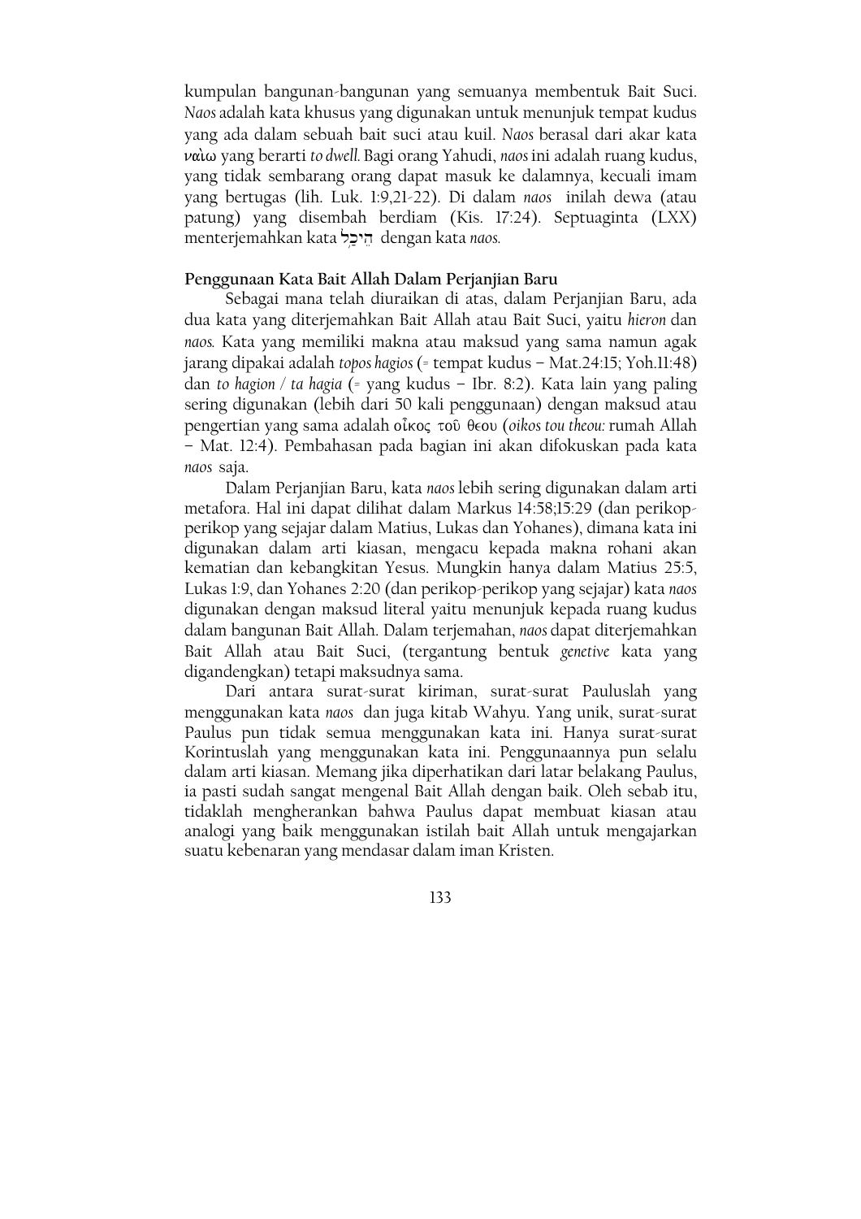kumpulan bangunan-bangunan yang semuanya membentuk Bait Suci. *Naos* adalah kata khusus yang digunakan untuk menunjuk tempat kudus yang ada dalam sebuah bait suci atau kuil. *Naos* berasal dari akar kata ναἰω yang berarti *to dwell*. Bagi orang Yahudi, *naos* ini adalah ruang kudus, yang tidak sembarang orang dapat masuk ke dalamnya, kecuali imam yang bertugas (lih. Luk. 1:9,21-22). Di dalam *naos* inilah dewa (atau patung) yang disembah berdiam (Kis. 17:24). Septuaginta (LXX) menterjemahkan kata הֵיכָל dengan kata *naos*.

**Penggunaan Kata Bait Allah Dalam Perjanjian Baru**

Sebagai mana telah diuraikan di atas, dalam Perjanjian Baru, ada dua kata yang diterjemahkan Bait Allah atau Bait Suci, yaitu *hieron* dan *naos*. Kata yang memiliki makna atau maksud yang sama namun agak jarang dipakai adalah *topos hagios* (= tempat kudus – Mat.24:15; Yoh.11:48) dan *to hagion / ta hagia* (= yang kudus – Ibr. 8:2). Kata lain yang paling sering digunakan (lebih dari 50 kali penggunaan) dengan maksud atau pengertian yang sama adalah οἶκος τοῦ θεου (*oikos tou theou:* rumah Allah – Mat. 12:4). Pembahasan pada bagian ini akan difokuskan pada kata *naos* saja.

Dalam Perjanjian Baru, kata *naos* lebih sering digunakan dalam arti metafora. Hal ini dapat dilihat dalam Markus 14:58;15:29 (dan perikop-perikop yang sejajar dalam Matius, Lukas dan Yohanes), dimana kata ini digunakan dalam arti kiasan, mengacu kepada makna rohani akan kematian dan kebangkitan Yesus. Mungkin hanya dalam Matius 25:5, Lukas 1:9, dan Yohanes 2:20 (dan perikop-perikop yang sejajar) kata *naos* digunakan dengan maksud literal yaitu menunjuk kepada ruang kudus dalam bangunan Bait Allah. Dalam terjemahan, *naos* dapat diterjemahkan Bait Allah atau Bait Suci, (tergantung bentuk *genetive* kata yang digandengkan) tetapi maksudnya sama.

Dari antara surat-surat kiriman, surat-surat Pauluslah yang menggunakan kata *naos* dan juga kitab Wahyu. Yang unik, surat-surat Paulus pun tidak semua menggunakan kata ini. Hanya surat-surat Korintuslah yang menggunakan kata ini. Penggunaannya pun selalu dalam arti kiasan. Memang jika diperhatikan dari latar belakang Paulus, ia pasti sudah sangat mengenal Bait Allah dengan baik. Oleh sebab itu, tidaklah mengherankan bahwa Paulus dapat membuat kiasan atau analogi yang baik menggunakan istilah bait Allah untuk mengajarkan suatu kebenaran yang mendasar dalam iman Kristen.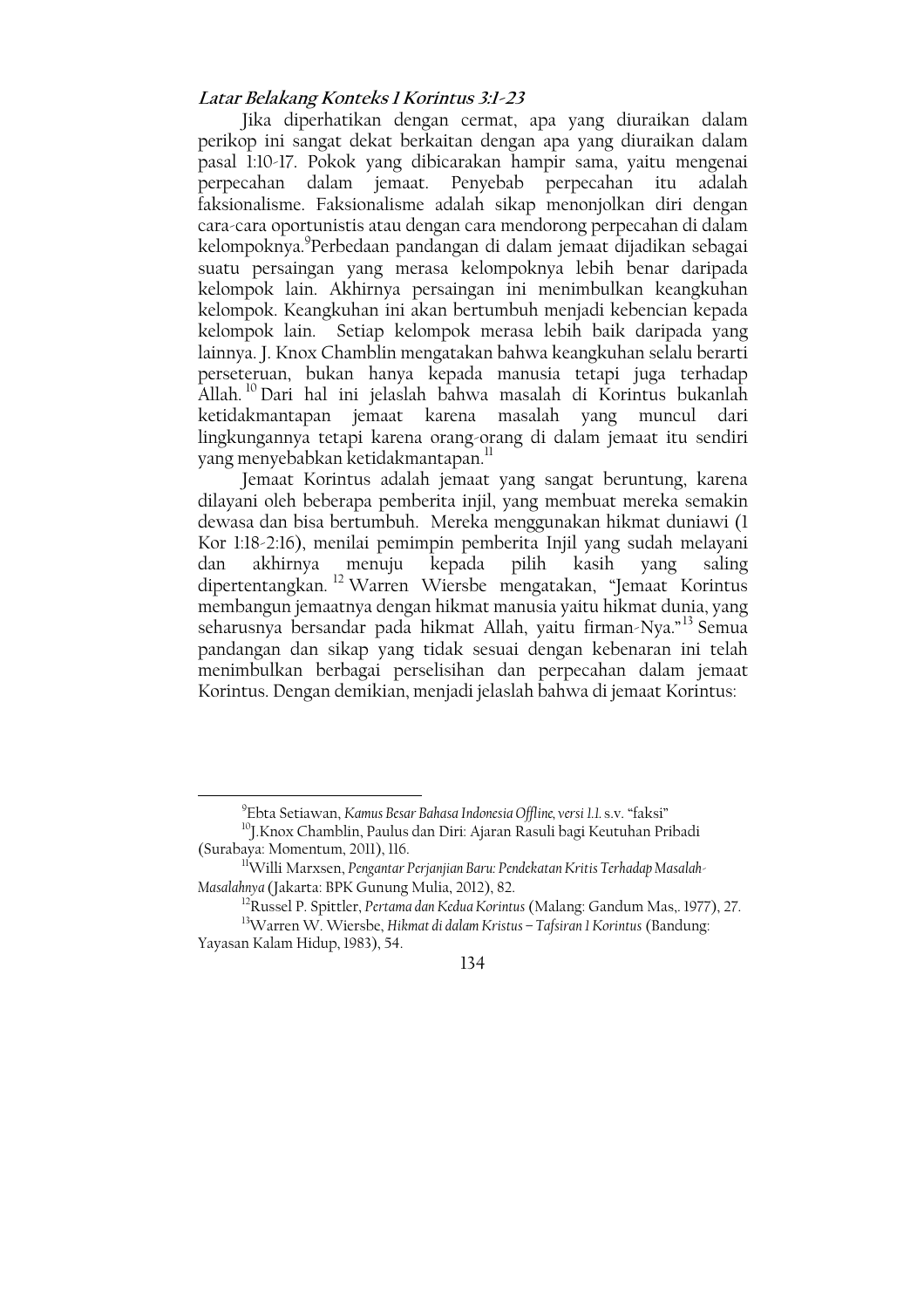### *Latar Belakang Konteks 1 Korintus 3:1-23*

Jika diperhatikan dengan cermat, apa yang diuraikan dalam perikop ini sangat dekat berkaitan dengan apa yang diuraikan dalam pasal 1:10-17. Pokok yang dibicarakan hampir sama, yaitu mengenai perpecahan dalam jemaat. Penyebab perpecahan itu adalah faksionalisme. Faksionalisme adalah sikap menonjolkan diri dengan cara-cara oportunistis atau dengan cara mendorong perpecahan di dalam kelompoknya.[9] Perbedaan pandangan di dalam jemaat dijadikan sebagai suatu persaingan yang merasa kelompoknya lebih benar daripada kelompok lain. Akhirnya persaingan ini menimbulkan keangkuhan kelompok. Keangkuhan ini akan bertumbuh menjadi kebencian kepada kelompok lain. Setiap kelompok merasa lebih baik daripada yang lainnya. J. Knox Chamblin mengatakan bahwa keangkuhan selalu berarti perseteruan, bukan hanya kepada manusia tetapi juga terhadap Allah.[10] Dari hal ini jelaslah bahwa masalah di Korintus bukanlah ketidakmantapan jemaat karena masalah yang muncul dari lingkungannya tetapi karena orang-orang di dalam jemaat itu sendiri yang menyebabkan ketidakmantapan.[11]

Jemaat Korintus adalah jemaat yang sangat beruntung, karena dilayani oleh beberapa pemberita injil, yang membuat mereka semakin dewasa dan bisa bertumbuh. Mereka menggunakan hikmat duniawi (1 Kor 1:18-2:16), menilai pemimpin pemberita Injil yang sudah melayani dan akhirnya menuju kepada pilih kasih yang saling dipertentangkan.[12] Warren Wiersbe mengatakan, "Jemaat Korintus membangun jemaatnya dengan hikmat manusia yaitu hikmat dunia, yang seharusnya bersandar pada hikmat Allah, yaitu firman-Nya."[13] Semua pandangan dan sikap yang tidak sesuai dengan kebenaran ini telah menimbulkan berbagai perselisihan dan perpecahan dalam jemaat Korintus. Dengan demikian, menjadi jelaslah bahwa di jemaat Korintus:

---

[9] Ebta Setiawan, *Kamus Besar Bahasa Indonesia Offline, versi 1.1.* s.v. "faksi"

[10] J.Knox Chamblin, Paulus dan Diri: Ajaran Rasuli bagi Keutuhan Pribadi (Surabaya: Momentum, 2011), 116.

[11] Willi Marxsen, *Pengantar Perjanjian Baru: Pendekatan Kritis Terhadap Masalah-Masalahnya* (Jakarta: BPK Gunung Mulia, 2012), 82.

[12] Russel P. Spittler, *Pertama dan Kedua Korintus* (Malang: Gandum Mas,. 1977), 27.

[13] Warren W. Wiersbe, *Hikmat di dalam Kristus – Tafsiran 1 Korintus* (Bandung: Yayasan Kalam Hidup, 1983), 54.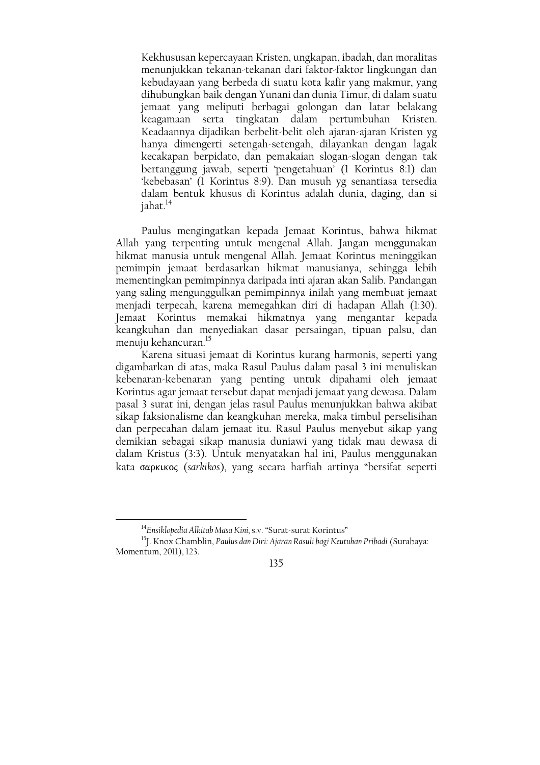> Kekhususan kepercayaan Kristen, ungkapan, ibadah, dan moralitas menunjukkan tekanan-tekanan dari faktor-faktor lingkungan dan kebudayaan yang berbeda di suatu kota kafir yang makmur, yang dihubungkan baik dengan Yunani dan dunia Timur, di dalam suatu jemaat yang meliputi berbagai golongan dan latar belakang keagamaan serta tingkatan dalam pertumbuhan Kristen. Keadaannya dijadikan berbelit-belit oleh ajaran-ajaran Kristen yg hanya dimengerti setengah-setengah, dilayankan dengan lagak kecakapan berpidato, dan pemakaian slogan-slogan dengan tak bertanggung jawab, seperti 'pengetahuan' (1 Korintus 8:1) dan 'kebebasan' (1 Korintus 8:9). Dan musuh yg senantiasa tersedia dalam bentuk khusus di Korintus adalah dunia, daging, dan si jahat.[14]

Paulus mengingatkan kepada Jemaat Korintus, bahwa hikmat Allah yang terpenting untuk mengenal Allah. Jangan menggunakan hikmat manusia untuk mengenal Allah. Jemaat Korintus meninggikan pemimpin jemaat berdasarkan hikmat manusianya, sehingga lebih mementingkan pemimpinnya daripada inti ajaran akan Salib. Pandangan yang saling mengunggulkan pemimpinnya inilah yang membuat jemaat menjadi terpecah, karena memegahkan diri di hadapan Allah (1:30). Jemaat Korintus memakai hikmatnya yang mengantar kepada keangkuhan dan menyediakan dasar persaingan, tipuan palsu, dan menuju kehancuran.[15]

Karena situasi jemaat di Korintus kurang harmonis, seperti yang digambarkan di atas, maka Rasul Paulus dalam pasal 3 ini menuliskan kebenaran-kebenaran yang penting untuk dipahami oleh jemaat Korintus agar jemaat tersebut dapat menjadi jemaat yang dewasa. Dalam pasal 3 surat ini, dengan jelas rasul Paulus menunjukkan bahwa akibat sikap faksionalisme dan keangkuhan mereka, maka timbul perselisihan dan perpecahan dalam jemaat itu. Rasul Paulus menyebut sikap yang demikian sebagai sikap manusia duniawi yang tidak mau dewasa di dalam Kristus (3:3). Untuk menyatakan hal ini, Paulus menggunakan kata σαρκικος (*sarkikos*), yang secara harfiah artinya "bersifat seperti

---

[14] *Ensiklopedia Alkitab Masa Kini*, s.v. "Surat-surat Korintus"

[15] J. Knox Chamblin, *Paulus dan Diri: Ajaran Rasuli bagi Keutuhan Pribadi* (Surabaya: Momentum, 2011), 123.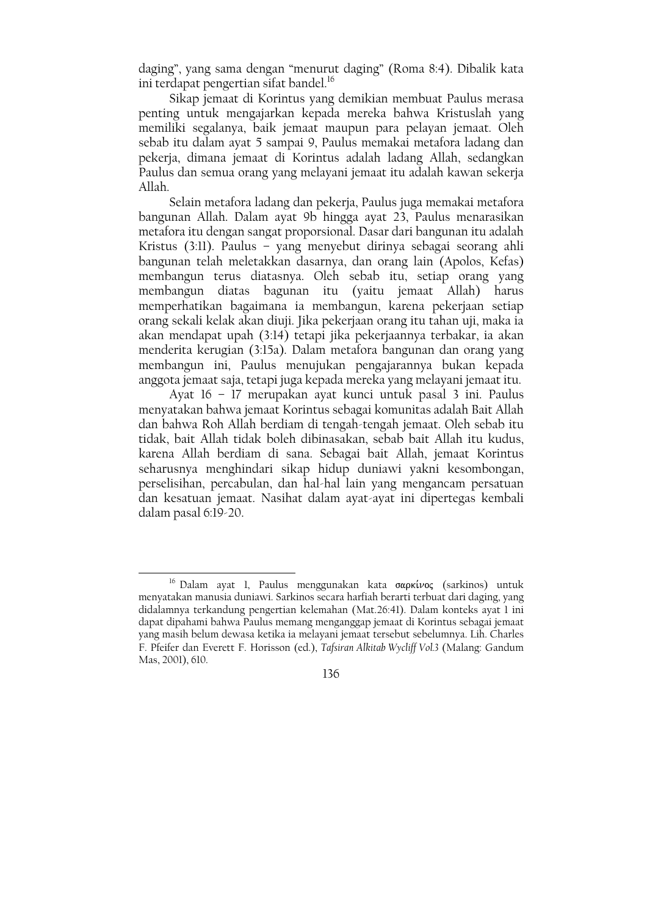daging", yang sama dengan "menurut daging" (Roma 8:4). Dibalik kata ini terdapat pengertian sifat bandel.[16]

Sikap jemaat di Korintus yang demikian membuat Paulus merasa penting untuk mengajarkan kepada mereka bahwa Kristuslah yang memiliki segalanya, baik jemaat maupun para pelayan jemaat. Oleh sebab itu dalam ayat 5 sampai 9, Paulus memakai metafora ladang dan pekerja, dimana jemaat di Korintus adalah ladang Allah, sedangkan Paulus dan semua orang yang melayani jemaat itu adalah kawan sekerja Allah.

Selain metafora ladang dan pekerja, Paulus juga memakai metafora bangunan Allah. Dalam ayat 9b hingga ayat 23, Paulus menarasikan metafora itu dengan sangat proporsional. Dasar dari bangunan itu adalah Kristus (3:11). Paulus – yang menyebut dirinya sebagai seorang ahli bangunan telah meletakkan dasarnya, dan orang lain (Apolos, Kefas) membangun terus diatasnya. Oleh sebab itu, setiap orang yang membangun diatas bagunan itu (yaitu jemaat Allah) harus memperhatikan bagaimana ia membangun, karena pekerjaan setiap orang sekali kelak akan diuji. Jika pekerjaan orang itu tahan uji, maka ia akan mendapat upah (3:14) tetapi jika pekerjaannya terbakar, ia akan menderita kerugian (3:15a). Dalam metafora bangunan dan orang yang membangun ini, Paulus menujukan pengajarannya bukan kepada anggota jemaat saja, tetapi juga kepada mereka yang melayani jemaat itu.

Ayat 16 – 17 merupakan ayat kunci untuk pasal 3 ini. Paulus menyatakan bahwa jemaat Korintus sebagai komunitas adalah Bait Allah dan bahwa Roh Allah berdiam di tengah-tengah jemaat. Oleh sebab itu tidak, bait Allah tidak boleh dibinasakan, sebab bait Allah itu kudus, karena Allah berdiam di sana. Sebagai bait Allah, jemaat Korintus seharusnya menghindari sikap hidup duniawi yakni kesombongan, perselisihan, percabulan, dan hal-hal lain yang mengancam persatuan dan kesatuan jemaat. Nasihat dalam ayat-ayat ini dipertegas kembali dalam pasal 6:19-20.

---

[16] Dalam ayat 1, Paulus menggunakan kata σαρκίνος (sarkinos) untuk menyatakan manusia duniawi. Sarkinos secara harfiah berarti terbuat dari daging, yang didalamnya terkandung pengertian kelemahan (Mat.26:41). Dalam konteks ayat 1 ini dapat dipahami bahwa Paulus memang menganggap jemaat di Korintus sebagai jemaat yang masih belum dewasa ketika ia melayani jemaat tersebut sebelumnya. Lih. Charles F. Pfeifer dan Everett F. Horisson (ed.), *Tafsiran Alkitab Wycliff Vol.3* (Malang: Gandum Mas, 2001), 610.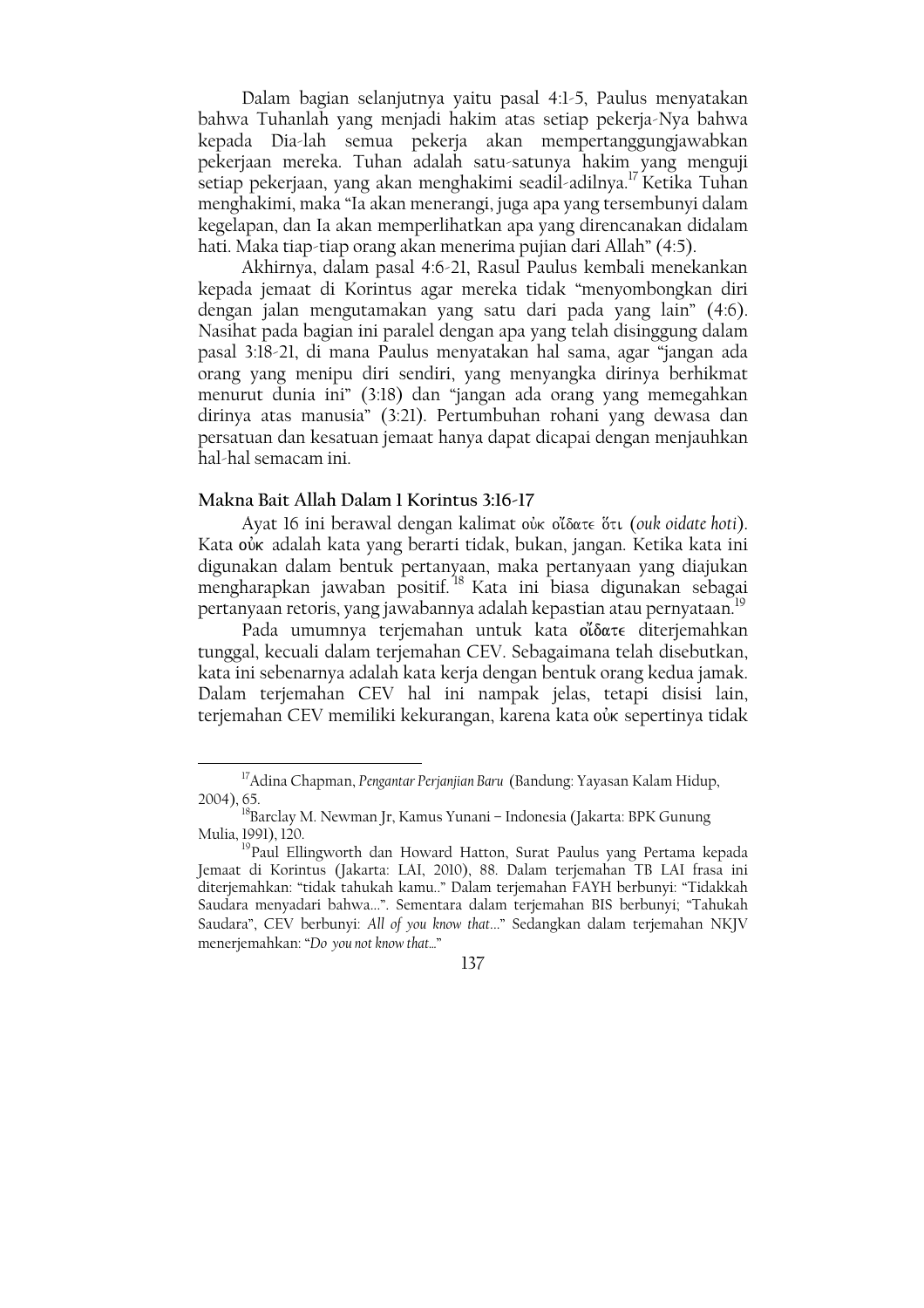Dalam bagian selanjutnya yaitu pasal 4:1-5, Paulus menyatakan bahwa Tuhanlah yang menjadi hakim atas setiap pekerja-Nya bahwa kepada Dia-lah semua pekerja akan mempertanggungjawabkan pekerjaan mereka. Tuhan adalah satu-satunya hakim yang menguji setiap pekerjaan, yang akan menghakimi seadil-adilnya.[17] Ketika Tuhan menghakimi, maka "Ia akan menerangi, juga apa yang tersembunyi dalam kegelapan, dan Ia akan memperlihatkan apa yang direncanakan didalam hati. Maka tiap-tiap orang akan menerima pujian dari Allah" (4:5).

Akhirnya, dalam pasal 4:6-21, Rasul Paulus kembali menekankan kepada jemaat di Korintus agar mereka tidak "menyombongkan diri dengan jalan mengutamakan yang satu dari pada yang lain" (4:6). Nasihat pada bagian ini paralel dengan apa yang telah disinggung dalam pasal 3:18-21, di mana Paulus menyatakan hal sama, agar "jangan ada orang yang menipu diri sendiri, yang menyangka dirinya berhikmat menurut dunia ini" (3:18) dan "jangan ada orang yang memegahkan dirinya atas manusia" (3:21). Pertumbuhan rohani yang dewasa dan persatuan dan kesatuan jemaat hanya dapat dicapai dengan menjauhkan hal-hal semacam ini.

### Makna Bait Allah Dalam 1 Korintus 3:16-17

Ayat 16 ini berawal dengan kalimat οὐκ οἴδατε ὅτι (*ouk oidate hoti*). Kata **οὐκ** adalah kata yang berarti tidak, bukan, jangan. Ketika kata ini digunakan dalam bentuk pertanyaan, maka pertanyaan yang diajukan mengharapkan jawaban positif.[18] Kata ini biasa digunakan sebagai pertanyaan retoris, yang jawabannya adalah kepastian atau pernyataan.[19]

Pada umumnya terjemahan untuk kata **οἴδατε** diterjemahkan tunggal, kecuali dalam terjemahan CEV. Sebagaimana telah disebutkan, kata ini sebenarnya adalah kata kerja dengan bentuk orang kedua jamak. Dalam terjemahan CEV hal ini nampak jelas, tetapi disisi lain, terjemahan CEV memiliki kekurangan, karena kata οὐκ sepertinya tidak

---

[17] Adina Chapman, *Pengantar Perjanjian Baru* (Bandung: Yayasan Kalam Hidup, 2004), 65.

[18] Barclay M. Newman Jr, Kamus Yunani – Indonesia (Jakarta: BPK Gunung Mulia, 1991), 120.

[19] Paul Ellingworth dan Howard Hatton, Surat Paulus yang Pertama kepada Jemaat di Korintus (Jakarta: LAI, 2010), 88. Dalam terjemahan TB LAI frasa ini diterjemahkan: "tidak tahukah kamu.." Dalam terjemahan FAYH berbunyi: "Tidakkah Saudara menyadari bahwa…". Sementara dalam terjemahan BIS berbunyi; "Tahukah Saudara", CEV berbunyi: *All of you know that…*" Sedangkan dalam terjemahan NKJV menerjemahkan: "*Do you not know that…*"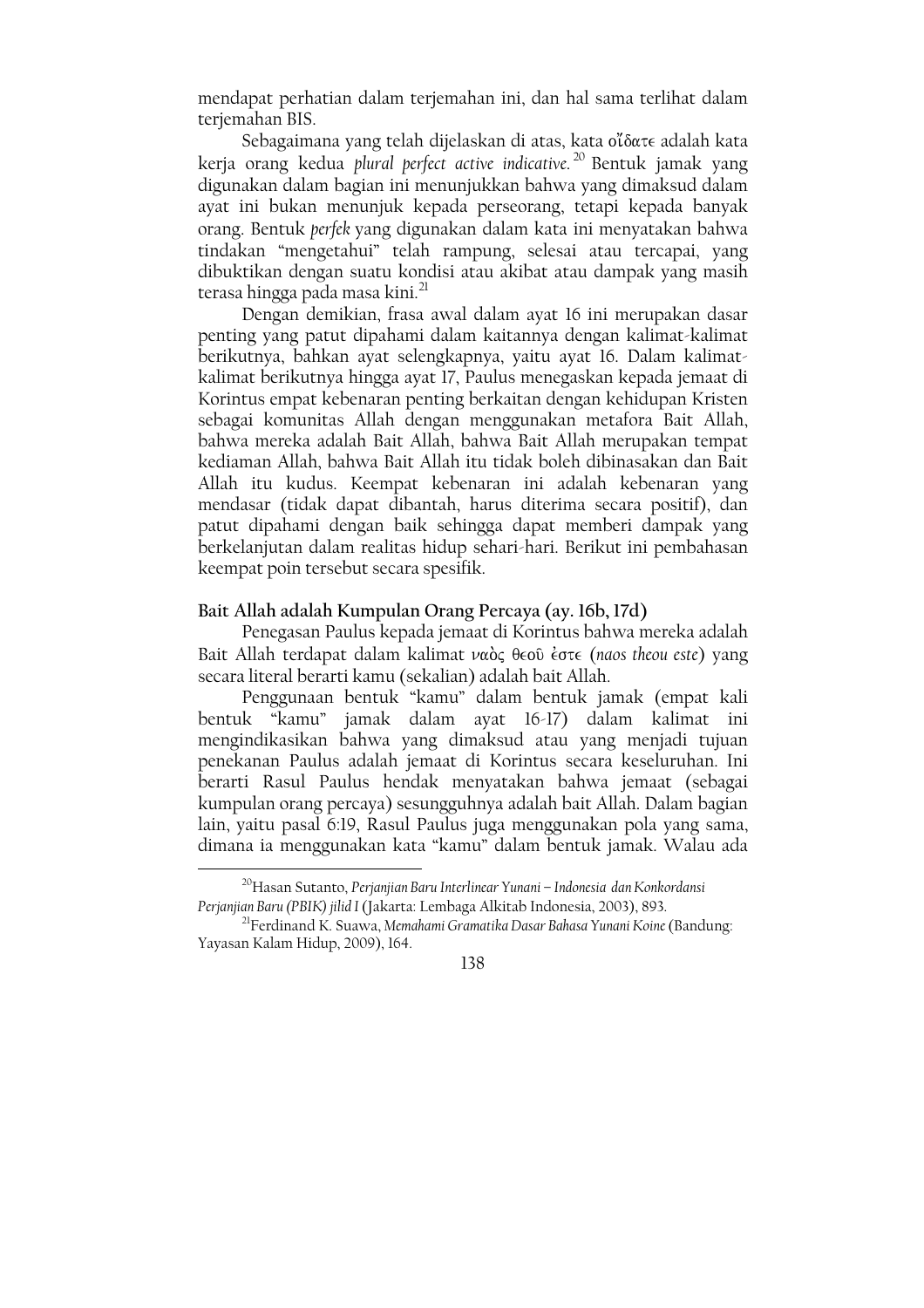mendapat perhatian dalam terjemahan ini, dan hal sama terlihat dalam terjemahan BIS.

Sebagaimana yang telah dijelaskan di atas, kata οἴδατε adalah kata kerja orang kedua *plural perfect active indicative.*[20] Bentuk jamak yang digunakan dalam bagian ini menunjukkan bahwa yang dimaksud dalam ayat ini bukan menunjuk kepada perseorang, tetapi kepada banyak orang. Bentuk *perfek* yang digunakan dalam kata ini menyatakan bahwa tindakan "mengetahui" telah rampung, selesai atau tercapai, yang dibuktikan dengan suatu kondisi atau akibat atau dampak yang masih terasa hingga pada masa kini.[21]

Dengan demikian, frasa awal dalam ayat 16 ini merupakan dasar penting yang patut dipahami dalam kaitannya dengan kalimat-kalimat berikutnya, bahkan ayat selengkapnya, yaitu ayat 16. Dalam kalimat-kalimat berikutnya hingga ayat 17, Paulus menegaskan kepada jemaat di Korintus empat kebenaran penting berkaitan dengan kehidupan Kristen sebagai komunitas Allah dengan menggunakan metafora Bait Allah, bahwa mereka adalah Bait Allah, bahwa Bait Allah merupakan tempat kediaman Allah, bahwa Bait Allah itu tidak boleh dibinasakan dan Bait Allah itu kudus. Keempat kebenaran ini adalah kebenaran yang mendasar (tidak dapat dibantah, harus diterima secara positif), dan patut dipahami dengan baik sehingga dapat memberi dampak yang berkelanjutan dalam realitas hidup sehari-hari. Berikut ini pembahasan keempat poin tersebut secara spesifik.

### Bait Allah adalah Kumpulan Orang Percaya (ay. 16b, 17d)

Penegasan Paulus kepada jemaat di Korintus bahwa mereka adalah Bait Allah terdapat dalam kalimat ναὸς θεοῦ ἐστε (*naos theou este*) yang secara literal berarti kamu (sekalian) adalah bait Allah.

Penggunaan bentuk "kamu" dalam bentuk jamak (empat kali bentuk "kamu" jamak dalam ayat 16-17) dalam kalimat ini mengindikasikan bahwa yang dimaksud atau yang menjadi tujuan penekanan Paulus adalah jemaat di Korintus secara keseluruhan. Ini berarti Rasul Paulus hendak menyatakan bahwa jemaat (sebagai kumpulan orang percaya) sesungguhnya adalah bait Allah. Dalam bagian lain, yaitu pasal 6:19, Rasul Paulus juga menggunakan pola yang sama, dimana ia menggunakan kata "kamu" dalam bentuk jamak. Walau ada

---

[20] Hasan Sutanto, *Perjanjian Baru Interlinear Yunani – Indonesia dan Konkordansi Perjanjian Baru (PBIK) jilid I* (Jakarta: Lembaga Alkitab Indonesia, 2003), 893.

[21] Ferdinand K. Suawa, *Memahami Gramatika Dasar Bahasa Yunani Koine* (Bandung: Yayasan Kalam Hidup, 2009), 164.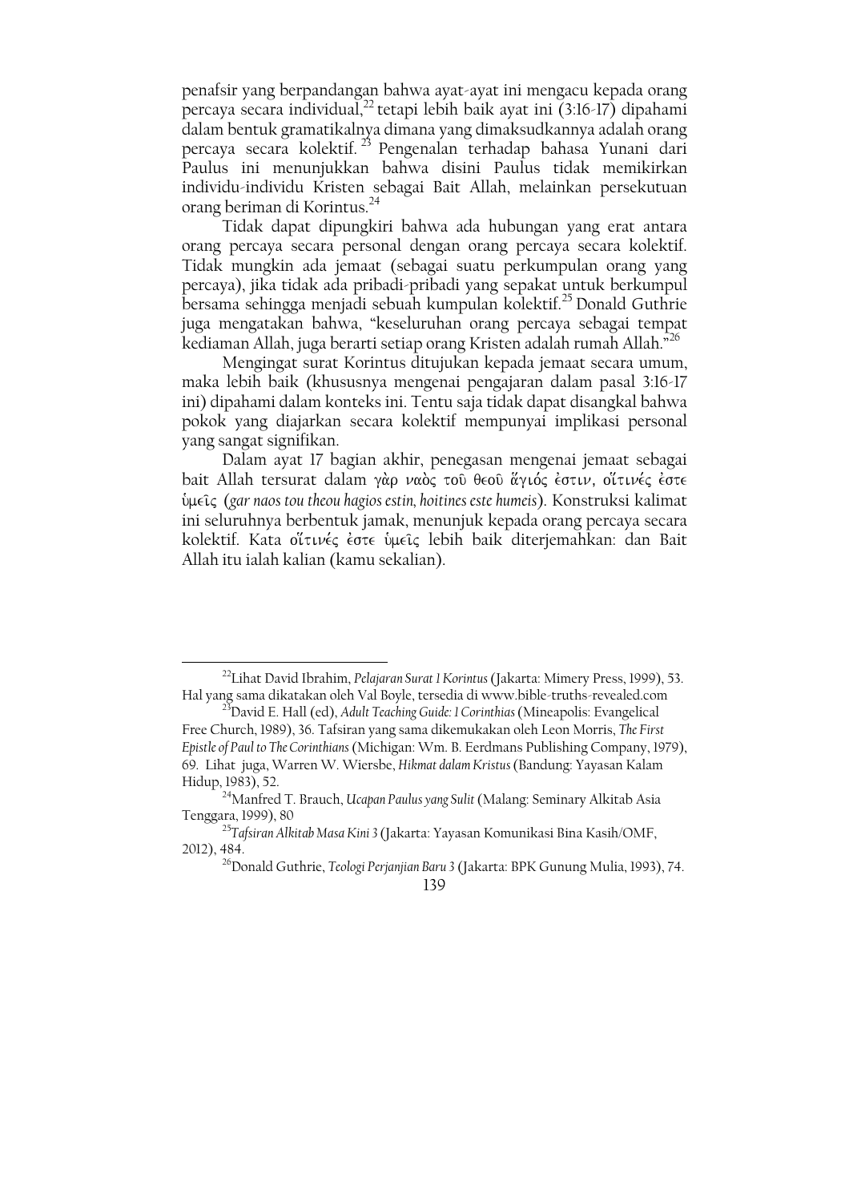penafsir yang berpandangan bahwa ayat-ayat ini mengacu kepada orang percaya secara individual,[22] tetapi lebih baik ayat ini (3:16-17) dipahami dalam bentuk gramatikalnya dimana yang dimaksudkannya adalah orang percaya secara kolektif.[23] Pengenalan terhadap bahasa Yunani dari Paulus ini menunjukkan bahwa disini Paulus tidak memikirkan individu-individu Kristen sebagai Bait Allah, melainkan persekutuan orang beriman di Korintus.[24]

Tidak dapat dipungkiri bahwa ada hubungan yang erat antara orang percaya secara personal dengan orang percaya secara kolektif. Tidak mungkin ada jemaat (sebagai suatu perkumpulan orang yang percaya), jika tidak ada pribadi-pribadi yang sepakat untuk berkumpul bersama sehingga menjadi sebuah kumpulan kolektif.[25] Donald Guthrie juga mengatakan bahwa, "keseluruhan orang percaya sebagai tempat kediaman Allah, juga berarti setiap orang Kristen adalah rumah Allah."[26]

Mengingat surat Korintus ditujukan kepada jemaat secara umum, maka lebih baik (khususnya mengenai pengajaran dalam pasal 3:16-17 ini) dipahami dalam konteks ini. Tentu saja tidak dapat disangkal bahwa pokok yang diajarkan secara kolektif mempunyai implikasi personal yang sangat signifikan.

Dalam ayat 17 bagian akhir, penegasan mengenai jemaat sebagai bait Allah tersurat dalam γὰρ ναὸς τοῦ θεοῦ ἅγιός ἐστιν, οἵτινές ἐστε ὑμεῖς (*gar naos tou theou hagios estin, hoitines este humeis*). Konstruksi kalimat ini seluruhnya berbentuk jamak, menunjuk kepada orang percaya secara kolektif. Kata οἵτινές ἐστε ὑμεῖς lebih baik diterjemahkan: dan Bait Allah itu ialah kalian (kamu sekalian).

---

[22] Lihat David Ibrahim, *Pelajaran Surat 1 Korintus* (Jakarta: Mimery Press, 1999), 53. Hal yang sama dikatakan oleh Val Boyle, tersedia di www.bible-truths-revealed.com

[23] David E. Hall (ed), *Adult Teaching Guide: 1 Corinthias* (Mineapolis: Evangelical Free Church, 1989), 36. Tafsiran yang sama dikemukakan oleh Leon Morris, *The First Epistle of Paul to The Corinthians* (Michigan: Wm. B. Eerdmans Publishing Company, 1979), 69. Lihat juga, Warren W. Wiersbe, *Hikmat dalam Kristus* (Bandung: Yayasan Kalam Hidup, 1983), 52.

[24] Manfred T. Brauch, *Ucapan Paulus yang Sulit* (Malang: Seminary Alkitab Asia Tenggara, 1999), 80

[25] *Tafsiran Alkitab Masa Kini 3* (Jakarta: Yayasan Komunikasi Bina Kasih/OMF, 2012), 484.

[26] Donald Guthrie, *Teologi Perjanjian Baru 3* (Jakarta: BPK Gunung Mulia, 1993), 74.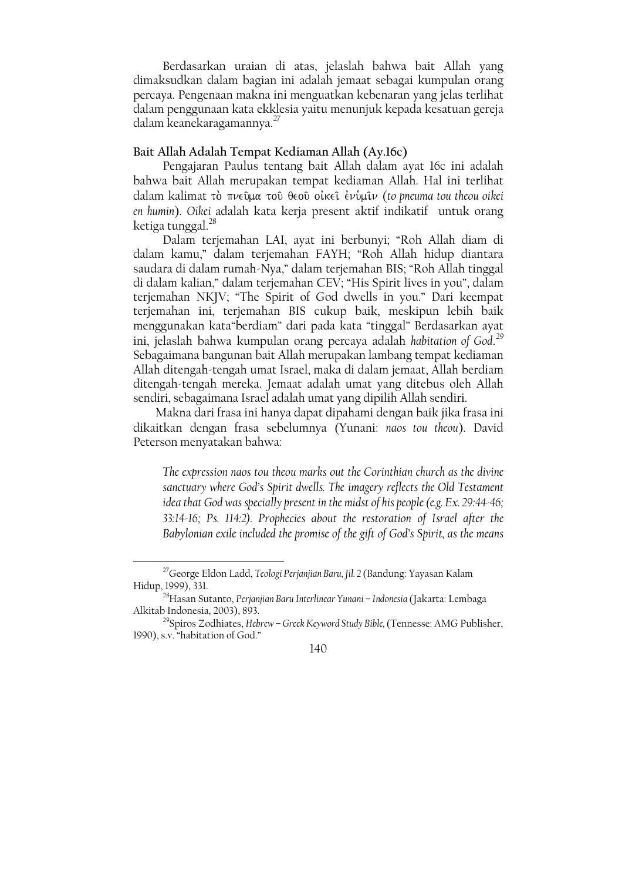Berdasarkan uraian di atas, jelaslah bahwa bait Allah yang dimaksudkan dalam bagian ini adalah jemaat sebagai kumpulan orang percaya. Pengenaan makna ini menguatkan kebenaran yang jelas terlihat dalam penggunaan kata ekklesia yaitu menunjuk kepada kesatuan gereja dalam keanekaragamannya.[27]

### Bait Allah Adalah Tempat Kediaman Allah (Ay.16c)

Pengajaran Paulus tentang bait Allah dalam ayat 16c ini adalah bahwa bait Allah merupakan tempat kediaman Allah. Hal ini terlihat dalam kalimat τὸ πνεῦμα τοῦ θεοῦ οἰκεῖ ἐνὑμῖν (*to pneuma tou theou oikei en humin*). *Oikei* adalah kata kerja present aktif indikatif untuk orang ketiga tunggal.[28]

Dalam terjemahan LAI, ayat ini berbunyi; "Roh Allah diam di dalam kamu," dalam terjemahan FAYH; "Roh Allah hidup diantara saudara di dalam rumah-Nya," dalam terjemahan BIS; "Roh Allah tinggal di dalam kalian," dalam terjemahan CEV; "His Spirit lives in you", dalam terjemahan NKJV; "The Spirit of God dwells in you." Dari keempat terjemahan ini, terjemahan BIS cukup baik, meskipun lebih baik menggunakan kata"berdiam" dari pada kata "tinggal" Berdasarkan ayat ini, jelaslah bahwa kumpulan orang percaya adalah *habitation of God*.[29] Sebagaimana bangunan bait Allah merupakan lambang tempat kediaman Allah ditengah-tengah umat Israel, maka di dalam jemaat, Allah berdiam ditengah-tengah mereka. Jemaat adalah umat yang ditebus oleh Allah sendiri, sebagaimana Israel adalah umat yang dipilih Allah sendiri.

Makna dari frasa ini hanya dapat dipahami dengan baik jika frasa ini dikaitkan dengan frasa sebelumnya (Yunani: *naos tou theou*). David Peterson menyatakan bahwa:

> *The expression naos tou theou marks out the Corinthian church as the divine sanctuary where God's Spirit dwells. The imagery reflects the Old Testament idea that God was specially present in the midst of his people (e.g. Ex. 29:44-46; 33:14-16; Ps. 114:2). Prophecies about the restoration of Israel after the Babylonian exile included the promise of the gift of God's Spirit, as the means*

---

[27] George Eldon Ladd, *Teologi Perjanjian Baru, Jil. 2* (Bandung: Yayasan Kalam Hidup, 1999), 331.

[28] Hasan Sutanto, *Perjanjian Baru Interlinear Yunani – Indonesia* (Jakarta: Lembaga Alkitab Indonesia, 2003), 893.

[29] Spiros Zodhiates, *Hebrew – Greek Keyword Study Bible*, (Tennesse: AMG Publisher, 1990), s.v. "habitation of God."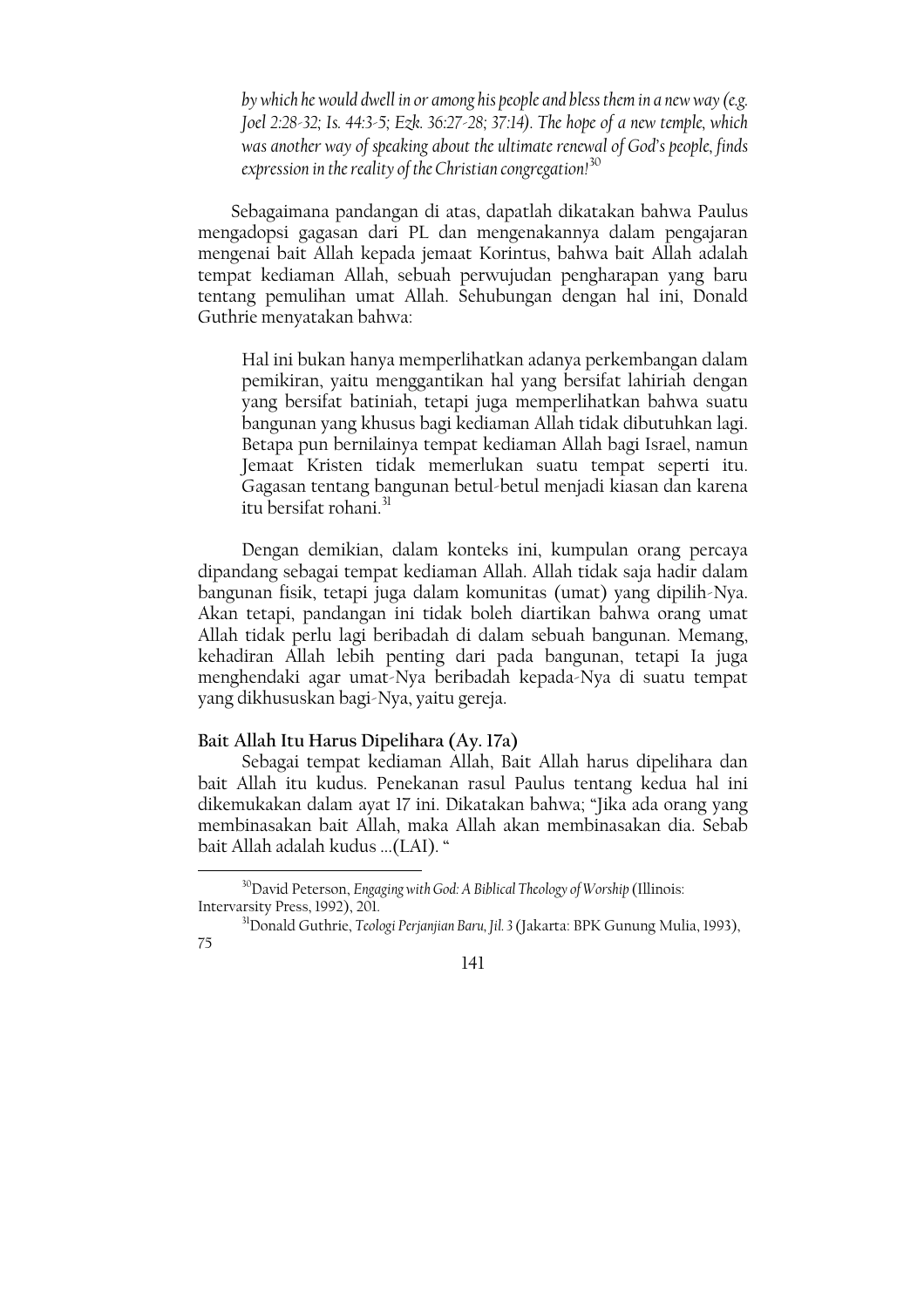*by which he would dwell in or among his people and bless them in a new way (e.g. Joel 2:28-32; Is. 44:3-5; Ezk. 36:27-28; 37:14). The hope of a new temple, which was another way of speaking about the ultimate renewal of God's people, finds expression in the reality of the Christian congregation!*[30]

Sebagaimana pandangan di atas, dapatlah dikatakan bahwa Paulus mengadopsi gagasan dari PL dan mengenakannya dalam pengajaran mengenai bait Allah kepada jemaat Korintus, bahwa bait Allah adalah tempat kediaman Allah, sebuah perwujudan pengharapan yang baru tentang pemulihan umat Allah. Sehubungan dengan hal ini, Donald Guthrie menyatakan bahwa:

> Hal ini bukan hanya memperlihatkan adanya perkembangan dalam pemikiran, yaitu menggantikan hal yang bersifat lahiriah dengan yang bersifat batiniah, tetapi juga memperlihatkan bahwa suatu bangunan yang khusus bagi kediaman Allah tidak dibutuhkan lagi. Betapa pun bernilainya tempat kediaman Allah bagi Israel, namun Jemaat Kristen tidak memerlukan suatu tempat seperti itu. Gagasan tentang bangunan betul-betul menjadi kiasan dan karena itu bersifat rohani.[31]

Dengan demikian, dalam konteks ini, kumpulan orang percaya dipandang sebagai tempat kediaman Allah. Allah tidak saja hadir dalam bangunan fisik, tetapi juga dalam komunitas (umat) yang dipilih-Nya. Akan tetapi, pandangan ini tidak boleh diartikan bahwa orang umat Allah tidak perlu lagi beribadah di dalam sebuah bangunan. Memang, kehadiran Allah lebih penting dari pada bangunan, tetapi Ia juga menghendaki agar umat-Nya beribadah kepada-Nya di suatu tempat yang dikhususkan bagi-Nya, yaitu gereja.

**Bait Allah Itu Harus Dipelihara (Ay. 17a)**

Sebagai tempat kediaman Allah, Bait Allah harus dipelihara dan bait Allah itu kudus. Penekanan rasul Paulus tentang kedua hal ini dikemukakan dalam ayat 17 ini. Dikatakan bahwa; "Jika ada orang yang membinasakan bait Allah, maka Allah akan membinasakan dia. Sebab bait Allah adalah kudus ...(LAI). "

---

[30] David Peterson, *Engaging with God: A Biblical Theology of Worship* (Illinois: Intervarsity Press, 1992), 201.

[31] Donald Guthrie, *Teologi Perjanjian Baru, Jil. 3* (Jakarta: BPK Gunung Mulia, 1993), 75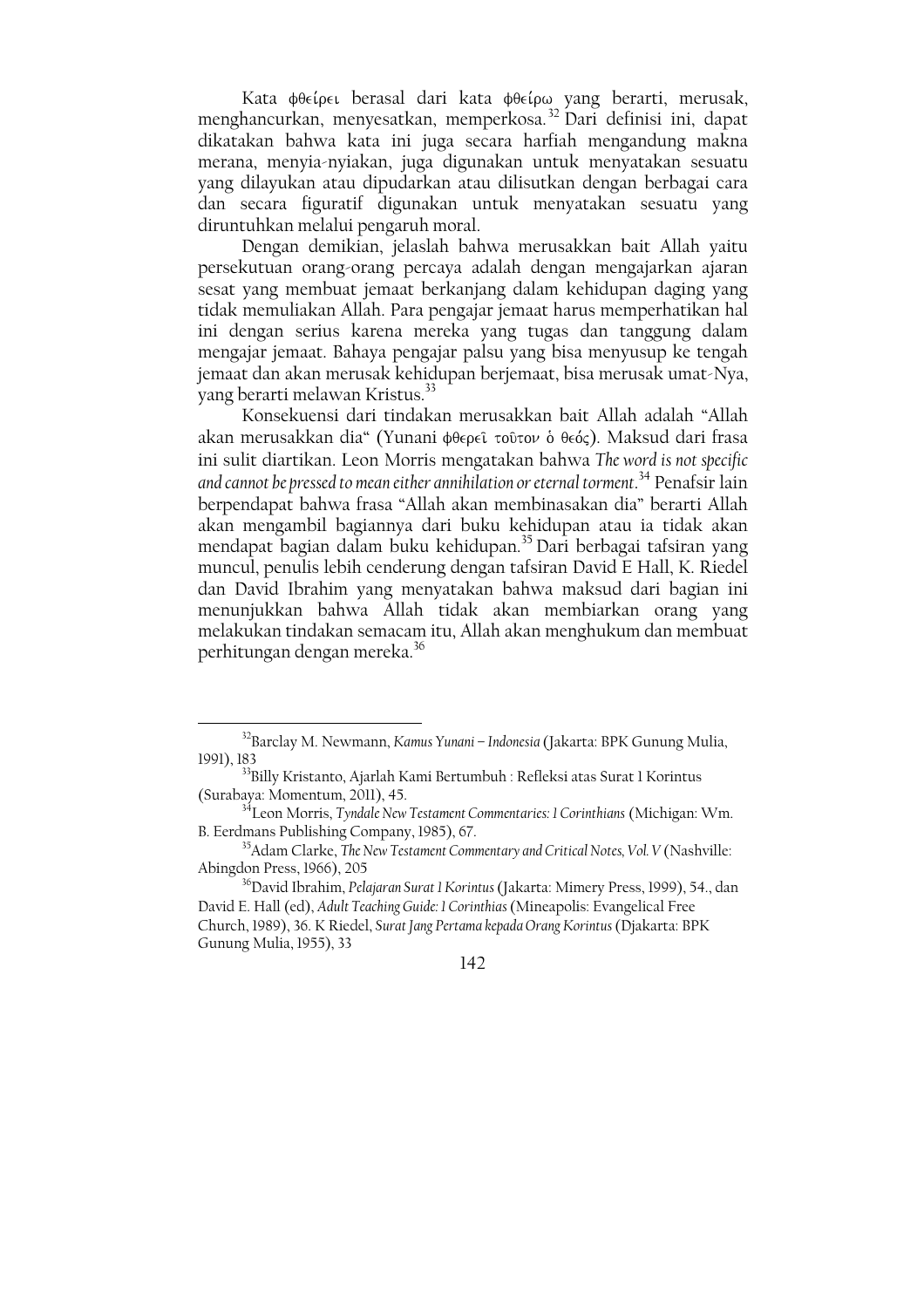Kata φθείρει berasal dari kata φθείρω yang berarti, merusak, menghancurkan, menyesatkan, memperkosa.[32] Dari definisi ini, dapat dikatakan bahwa kata ini juga secara harfiah mengandung makna merana, menyia-nyiakan, juga digunakan untuk menyatakan sesuatu yang dilayukan atau dipudarkan atau dilisutkan dengan berbagai cara dan secara figuratif digunakan untuk menyatakan sesuatu yang diruntuhkan melalui pengaruh moral.

Dengan demikian, jelaslah bahwa merusakkan bait Allah yaitu persekutuan orang-orang percaya adalah dengan mengajarkan ajaran sesat yang membuat jemaat berkanjang dalam kehidupan daging yang tidak memuliakan Allah. Para pengajar jemaat harus memperhatikan hal ini dengan serius karena mereka yang tugas dan tanggung dalam mengajar jemaat. Bahaya pengajar palsu yang bisa menyusup ke tengah jemaat dan akan merusak kehidupan berjemaat, bisa merusak umat-Nya, yang berarti melawan Kristus.[33]

Konsekuensi dari tindakan merusakkan bait Allah adalah "Allah akan merusakkan dia" (Yunani φθερεῖ τοῦτον ὁ θεός). Maksud dari frasa ini sulit diartikan. Leon Morris mengatakan bahwa *The word is not specific and cannot be pressed to mean either annihilation or eternal torment*.[34] Penafsir lain berpendapat bahwa frasa "Allah akan membinasakan dia" berarti Allah akan mengambil bagiannya dari buku kehidupan atau ia tidak akan mendapat bagian dalam buku kehidupan.[35] Dari berbagai tafsiran yang muncul, penulis lebih cenderung dengan tafsiran David E Hall, K. Riedel dan David Ibrahim yang menyatakan bahwa maksud dari bagian ini menunjukkan bahwa Allah tidak akan membiarkan orang yang melakukan tindakan semacam itu, Allah akan menghukum dan membuat perhitungan dengan mereka.[36]

---

[32] Barclay M. Newmann, *Kamus Yunani – Indonesia* (Jakarta: BPK Gunung Mulia, 1991), 183

[33] Billy Kristanto, Ajarlah Kami Bertumbuh : Refleksi atas Surat 1 Korintus (Surabaya: Momentum, 2011), 45.

[34] Leon Morris, *Tyndale New Testament Commentaries: 1 Corinthians* (Michigan: Wm. B. Eerdmans Publishing Company, 1985), 67.

[35] Adam Clarke, *The New Testament Commentary and Critical Notes, Vol. V* (Nashville: Abingdon Press, 1966), 205

[36] David Ibrahim, *Pelajaran Surat 1 Korintus* (Jakarta: Mimery Press, 1999), 54., dan David E. Hall (ed), *Adult Teaching Guide: 1 Corinthias* (Mineapolis: Evangelical Free Church, 1989), 36. K Riedel, *Surat Jang Pertama kepada Orang Korintus* (Djakarta: BPK Gunung Mulia, 1955), 33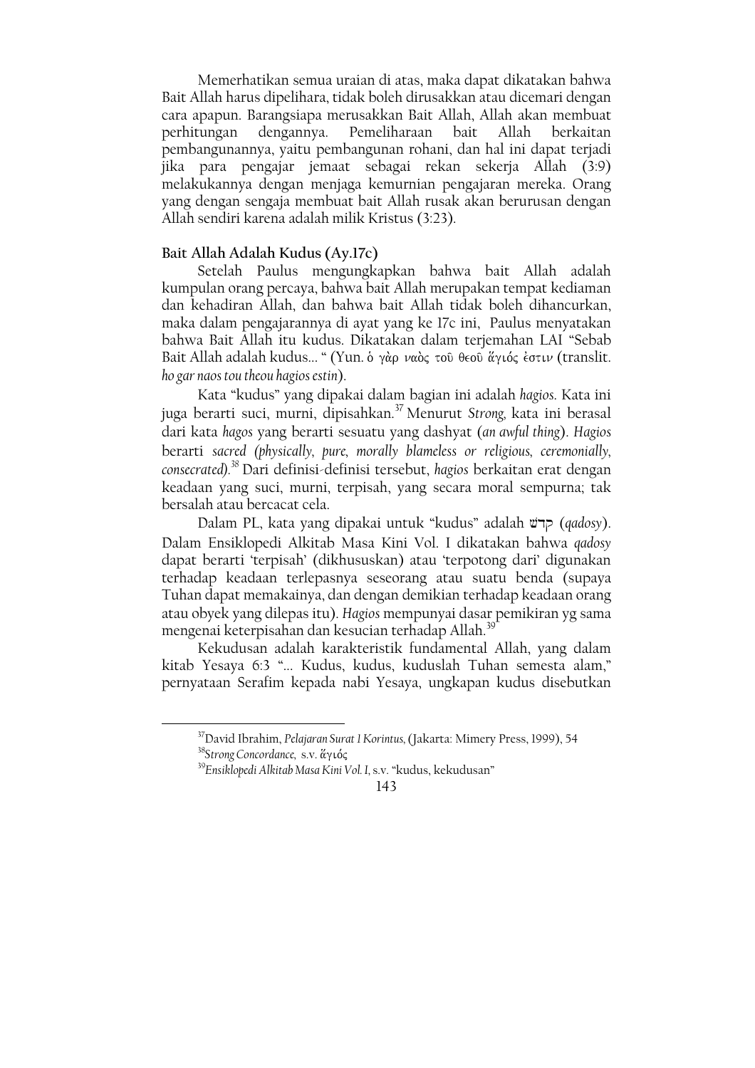Memerhatikan semua uraian di atas, maka dapat dikatakan bahwa Bait Allah harus dipelihara, tidak boleh dirusakkan atau dicemari dengan cara apapun. Barangsiapa merusakkan Bait Allah, Allah akan membuat perhitungan dengannya. Pemeliharaan bait Allah berkaitan pembangunannya, yaitu pembangunan rohani, dan hal ini dapat terjadi jika para pengajar jemaat sebagai rekan sekerja Allah (3:9) melakukannya dengan menjaga kemurnian pengajaran mereka. Orang yang dengan sengaja membuat bait Allah rusak akan berurusan dengan Allah sendiri karena adalah milik Kristus (3:23).

**Bait Allah Adalah Kudus (Ay.17c)**

Setelah Paulus mengungkapkan bahwa bait Allah adalah kumpulan orang percaya, bahwa bait Allah merupakan tempat kediaman dan kehadiran Allah, dan bahwa bait Allah tidak boleh dihancurkan, maka dalam pengajarannya di ayat yang ke 17c ini, Paulus menyatakan bahwa Bait Allah itu kudus. Dikatakan dalam terjemahan LAI "Sebab Bait Allah adalah kudus… " (Yun. ὁ γὰρ ναὸς τοῦ θεοῦ ἅγιός ἐστιν (translit. *ho gar naos tou theou hagios estin*).

Kata "kudus" yang dipakai dalam bagian ini adalah *hagios*. Kata ini juga berarti suci, murni, dipisahkan.[37] Menurut *Strong*, kata ini berasal dari kata *hagos* yang berarti sesuatu yang dashyat (*an awful thing*). *Hagios* berarti *sacred (physically, pure, morally blameless or religious, ceremonially, consecrated).*[38] Dari definisi-definisi tersebut, *hagios* berkaitan erat dengan keadaan yang suci, murni, terpisah, yang secara moral sempurna; tak bersalah atau bercacat cela.

Dalam PL, kata yang dipakai untuk "kudus" adalah קדשׁ (*qadosy*). Dalam Ensiklopedi Alkitab Masa Kini Vol. I dikatakan bahwa *qadosy* dapat berarti 'terpisah' (dikhususkan) atau 'terpotong dari' digunakan terhadap keadaan terlepasnya seseorang atau suatu benda (supaya Tuhan dapat memakainya, dan dengan demikian terhadap keadaan orang atau obyek yang dilepas itu). *Hagios* mempunyai dasar pemikiran yg sama mengenai keterpisahan dan kesucian terhadap Allah.[39]

Kekudusan adalah karakteristik fundamental Allah, yang dalam kitab Yesaya 6:3 "… Kudus, kudus, kuduslah Tuhan semesta alam," pernyataan Serafim kepada nabi Yesaya, ungkapan kudus disebutkan

---

[37] David Ibrahim, *Pelajaran Surat 1 Korintus*, (Jakarta: Mimery Press, 1999), 54

[38] *Strong Concordance*, s.v. ἅγιός

[39] *Ensiklopedi Alkitab Masa Kini Vol. I*, s.v. "kudus, kekudusan"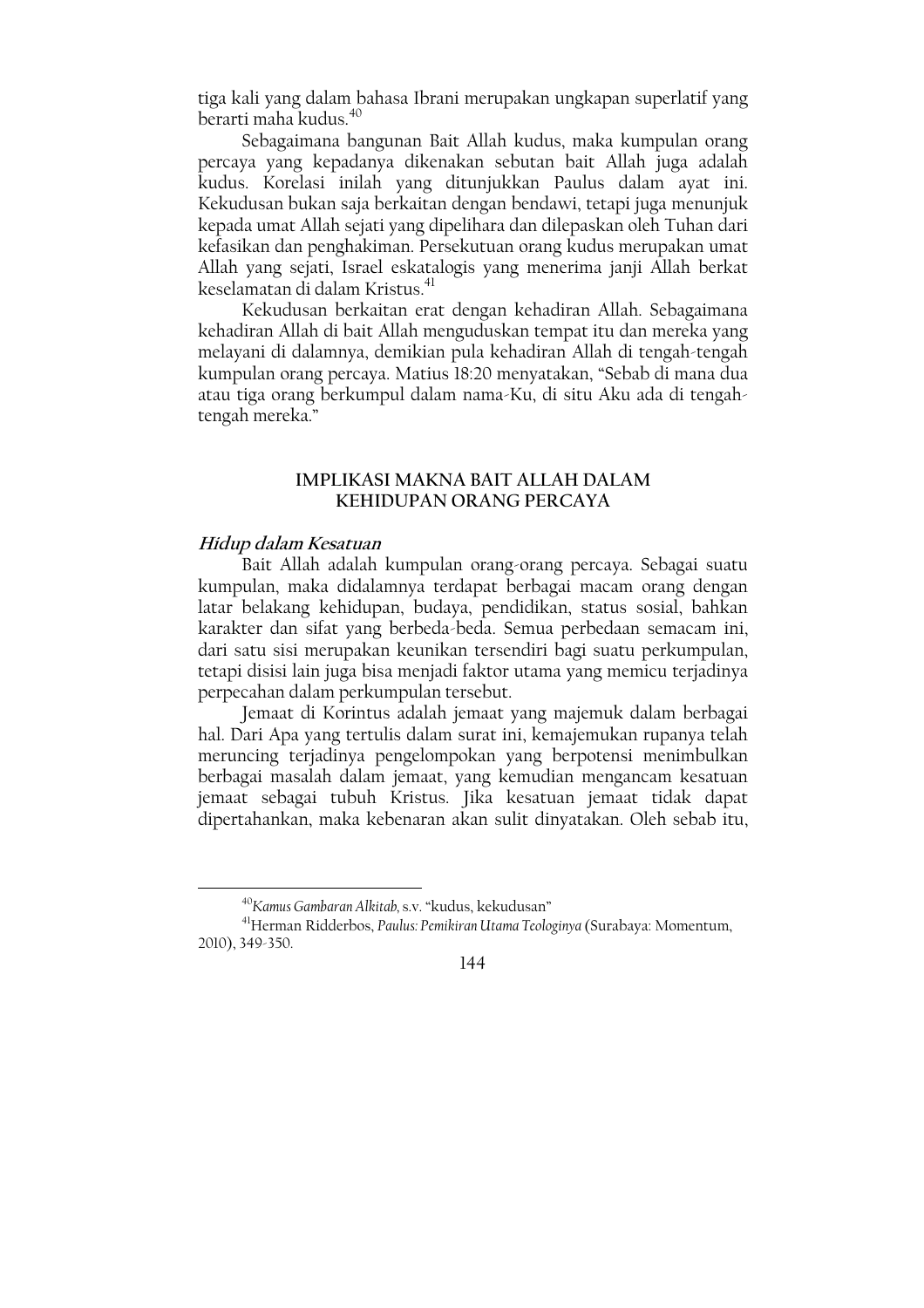tiga kali yang dalam bahasa Ibrani merupakan ungkapan superlatif yang berarti maha kudus.[40]

Sebagaimana bangunan Bait Allah kudus, maka kumpulan orang percaya yang kepadanya dikenakan sebutan bait Allah juga adalah kudus. Korelasi inilah yang ditunjukkan Paulus dalam ayat ini. Kekudusan bukan saja berkaitan dengan bendawi, tetapi juga menunjuk kepada umat Allah sejati yang dipelihara dan dilepaskan oleh Tuhan dari kefasikan dan penghakiman. Persekutuan orang kudus merupakan umat Allah yang sejati, Israel eskatalogis yang menerima janji Allah berkat keselamatan di dalam Kristus.[41]

Kekudusan berkaitan erat dengan kehadiran Allah. Sebagaimana kehadiran Allah di bait Allah menguduskan tempat itu dan mereka yang melayani di dalamnya, demikian pula kehadiran Allah di tengah-tengah kumpulan orang percaya. Matius 18:20 menyatakan, "Sebab di mana dua atau tiga orang berkumpul dalam nama-Ku, di situ Aku ada di tengah-tengah mereka."

## IMPLIKASI MAKNA BAIT ALLAH DALAM KEHIDUPAN ORANG PERCAYA

### *Hidup dalam Kesatuan*

Bait Allah adalah kumpulan orang-orang percaya. Sebagai suatu kumpulan, maka didalamnya terdapat berbagai macam orang dengan latar belakang kehidupan, budaya, pendidikan, status sosial, bahkan karakter dan sifat yang berbeda-beda. Semua perbedaan semacam ini, dari satu sisi merupakan keunikan tersendiri bagi suatu perkumpulan, tetapi disisi lain juga bisa menjadi faktor utama yang memicu terjadinya perpecahan dalam perkumpulan tersebut.

Jemaat di Korintus adalah jemaat yang majemuk dalam berbagai hal. Dari Apa yang tertulis dalam surat ini, kemajemukan rupanya telah meruncing terjadinya pengelompokan yang berpotensi menimbulkan berbagai masalah dalam jemaat, yang kemudian mengancam kesatuan jemaat sebagai tubuh Kristus. Jika kesatuan jemaat tidak dapat dipertahankan, maka kebenaran akan sulit dinyatakan. Oleh sebab itu,

---

[40] *Kamus Gambaran Alkitab*, s.v. "kudus, kekudusan"

[41] Herman Ridderbos, *Paulus: Pemikiran Utama Teologinya* (Surabaya: Momentum, 2010), 349-350.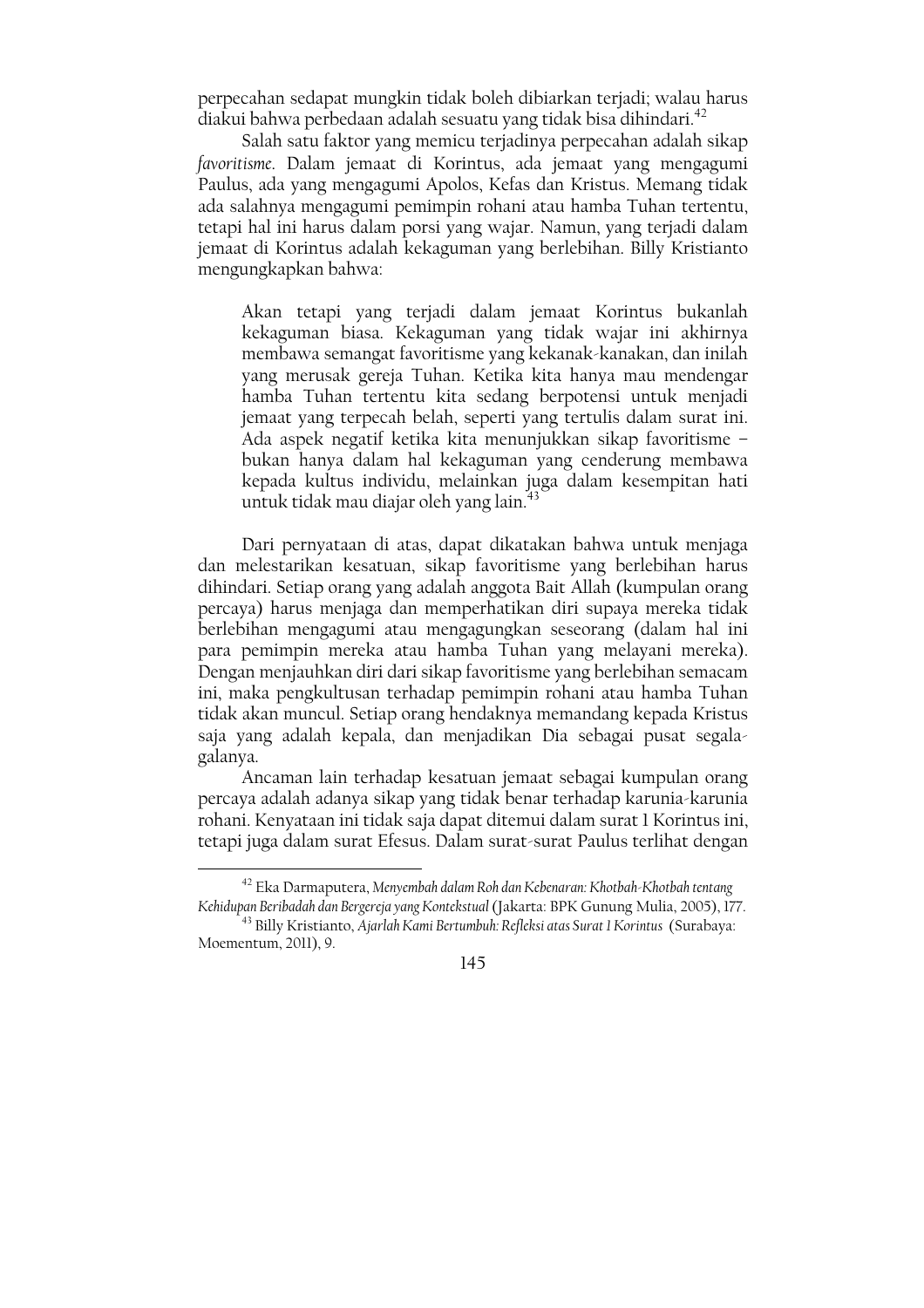perpecahan sedapat mungkin tidak boleh dibiarkan terjadi; walau harus diakui bahwa perbedaan adalah sesuatu yang tidak bisa dihindari.[42]

Salah satu faktor yang memicu terjadinya perpecahan adalah sikap *favoritisme*. Dalam jemaat di Korintus, ada jemaat yang mengagumi Paulus, ada yang mengagumi Apolos, Kefas dan Kristus. Memang tidak ada salahnya mengagumi pemimpin rohani atau hamba Tuhan tertentu, tetapi hal ini harus dalam porsi yang wajar. Namun, yang terjadi dalam jemaat di Korintus adalah kekaguman yang berlebihan. Billy Kristianto mengungkapkan bahwa:

> Akan tetapi yang terjadi dalam jemaat Korintus bukanlah kekaguman biasa. Kekaguman yang tidak wajar ini akhirnya membawa semangat favoritisme yang kekanak-kanakan, dan inilah yang merusak gereja Tuhan. Ketika kita hanya mau mendengar hamba Tuhan tertentu kita sedang berpotensi untuk menjadi jemaat yang terpecah belah, seperti yang tertulis dalam surat ini. Ada aspek negatif ketika kita menunjukkan sikap favoritisme – bukan hanya dalam hal kekaguman yang cenderung membawa kepada kultus individu, melainkan juga dalam kesempitan hati untuk tidak mau diajar oleh yang lain.[43]

Dari pernyataan di atas, dapat dikatakan bahwa untuk menjaga dan melestarikan kesatuan, sikap favoritisme yang berlebihan harus dihindari. Setiap orang yang adalah anggota Bait Allah (kumpulan orang percaya) harus menjaga dan memperhatikan diri supaya mereka tidak berlebihan mengagumi atau mengagungkan seseorang (dalam hal ini para pemimpin mereka atau hamba Tuhan yang melayani mereka). Dengan menjauhkan diri dari sikap favoritisme yang berlebihan semacam ini, maka pengkultusan terhadap pemimpin rohani atau hamba Tuhan tidak akan muncul. Setiap orang hendaknya memandang kepada Kristus saja yang adalah kepala, dan menjadikan Dia sebagai pusat segala-galanya.

Ancaman lain terhadap kesatuan jemaat sebagai kumpulan orang percaya adalah adanya sikap yang tidak benar terhadap karunia-karunia rohani. Kenyataan ini tidak saja dapat ditemui dalam surat 1 Korintus ini, tetapi juga dalam surat Efesus. Dalam surat-surat Paulus terlihat dengan

---

[42] Eka Darmaputera, *Menyembah dalam Roh dan Kebenaran: Khotbah-Khotbah tentang Kehidupan Beribadah dan Bergereja yang Kontekstual* (Jakarta: BPK Gunung Mulia, 2005), 177.

[43] Billy Kristianto, *Ajarlah Kami Bertumbuh: Refleksi atas Surat 1 Korintus* (Surabaya: Moementum, 2011), 9.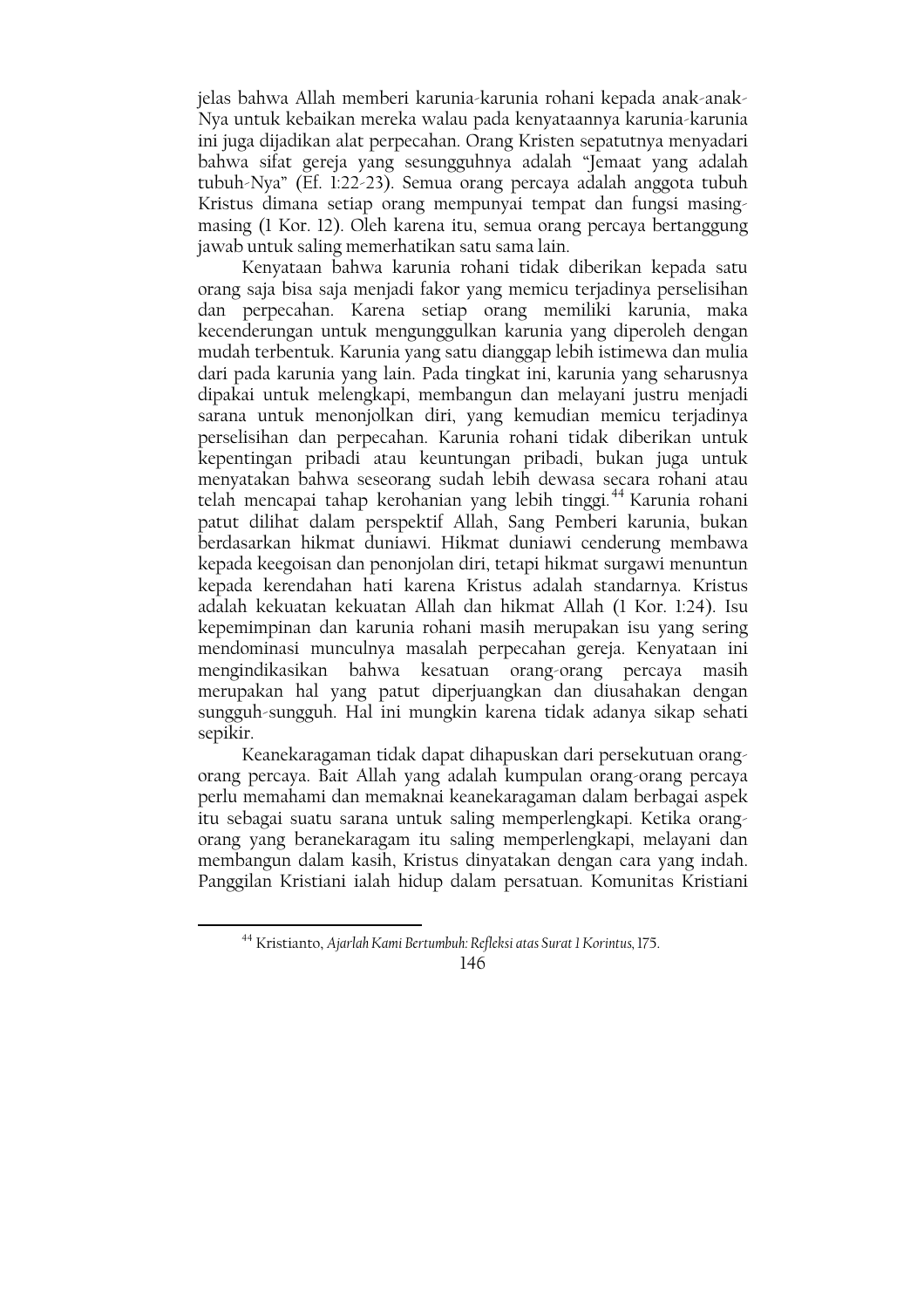jelas bahwa Allah memberi karunia-karunia rohani kepada anak-anak-Nya untuk kebaikan mereka walau pada kenyataannya karunia-karunia ini juga dijadikan alat perpecahan. Orang Kristen sepatutnya menyadari bahwa sifat gereja yang sesungguhnya adalah "Jemaat yang adalah tubuh-Nya" (Ef. 1:22-23). Semua orang percaya adalah anggota tubuh Kristus dimana setiap orang mempunyai tempat dan fungsi masing-masing (1 Kor. 12). Oleh karena itu, semua orang percaya bertanggung jawab untuk saling memerhatikan satu sama lain.

Kenyataan bahwa karunia rohani tidak diberikan kepada satu orang saja bisa saja menjadi fakor yang memicu terjadinya perselisihan dan perpecahan. Karena setiap orang memiliki karunia, maka kecenderungan untuk mengunggulkan karunia yang diperoleh dengan mudah terbentuk. Karunia yang satu dianggap lebih istimewa dan mulia dari pada karunia yang lain. Pada tingkat ini, karunia yang seharusnya dipakai untuk melengkapi, membangun dan melayani justru menjadi sarana untuk menonjolkan diri, yang kemudian memicu terjadinya perselisihan dan perpecahan. Karunia rohani tidak diberikan untuk kepentingan pribadi atau keuntungan pribadi, bukan juga untuk menyatakan bahwa seseorang sudah lebih dewasa secara rohani atau telah mencapai tahap kerohanian yang lebih tinggi.[44] Karunia rohani patut dilihat dalam perspektif Allah, Sang Pemberi karunia, bukan berdasarkan hikmat duniawi. Hikmat duniawi cenderung membawa kepada keegoisan dan penonjolan diri, tetapi hikmat surgawi menuntun kepada kerendahan hati karena Kristus adalah standarnya. Kristus adalah kekuatan kekuatan Allah dan hikmat Allah (1 Kor. 1:24). Isu kepemimpinan dan karunia rohani masih merupakan isu yang sering mendominasi munculnya masalah perpecahan gereja. Kenyataan ini mengindikasikan bahwa kesatuan orang-orang percaya masih merupakan hal yang patut diperjuangkan dan diusahakan dengan sungguh-sungguh. Hal ini mungkin karena tidak adanya sikap sehati sepikir.

Keanekaragaman tidak dapat dihapuskan dari persekutuan orang-orang percaya. Bait Allah yang adalah kumpulan orang-orang percaya perlu memahami dan memaknai keanekaragaman dalam berbagai aspek itu sebagai suatu sarana untuk saling memperlengkapi. Ketika orang-orang yang beranekaragam itu saling memperlengkapi, melayani dan membangun dalam kasih, Kristus dinyatakan dengan cara yang indah. Panggilan Kristiani ialah hidup dalam persatuan. Komunitas Kristiani

---

[44] Kristianto, *Ajarlah Kami Bertumbuh: Refleksi atas Surat 1 Korintus*, 175.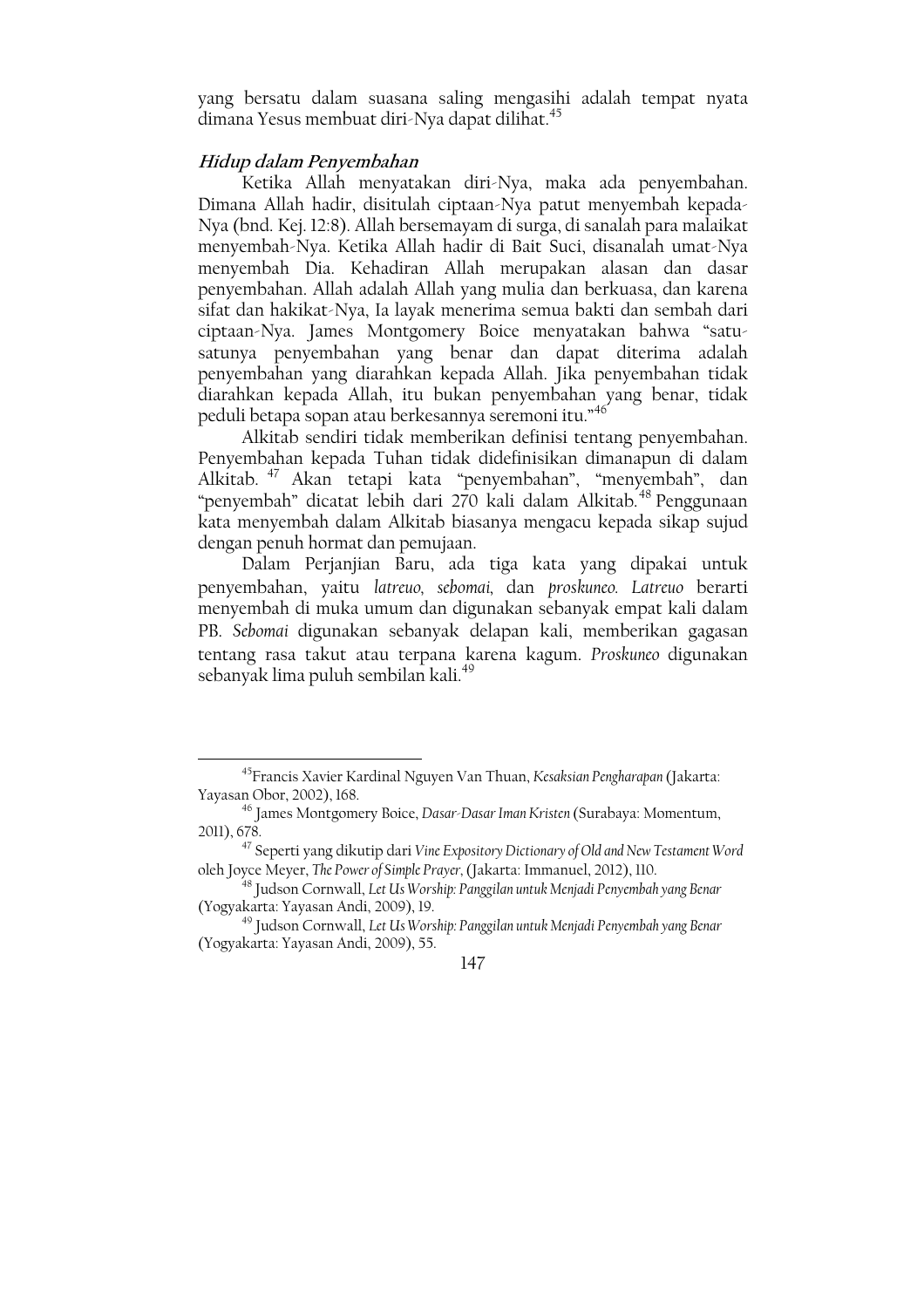yang bersatu dalam suasana saling mengasihi adalah tempat nyata dimana Yesus membuat diri-Nya dapat dilihat.[45]

### *Hidup dalam Penyembahan*

Ketika Allah menyatakan diri-Nya, maka ada penyembahan. Dimana Allah hadir, disitulah ciptaan-Nya patut menyembah kepada-Nya (bnd. Kej. 12:8). Allah bersemayam di surga, di sanalah para malaikat menyembah-Nya. Ketika Allah hadir di Bait Suci, disanalah umat-Nya menyembah Dia. Kehadiran Allah merupakan alasan dan dasar penyembahan. Allah adalah Allah yang mulia dan berkuasa, dan karena sifat dan hakikat-Nya, Ia layak menerima semua bakti dan sembah dari ciptaan-Nya. James Montgomery Boice menyatakan bahwa "satu-satunya penyembahan yang benar dan dapat diterima adalah penyembahan yang diarahkan kepada Allah. Jika penyembahan tidak diarahkan kepada Allah, itu bukan penyembahan yang benar, tidak peduli betapa sopan atau berkesannya seremoni itu."[46]

Alkitab sendiri tidak memberikan definisi tentang penyembahan. Penyembahan kepada Tuhan tidak didefinisikan dimanapun di dalam Alkitab.[47] Akan tetapi kata "penyembahan", "menyembah", dan "penyembah" dicatat lebih dari 270 kali dalam Alkitab.[48] Penggunaan kata menyembah dalam Alkitab biasanya mengacu kepada sikap sujud dengan penuh hormat dan pemujaan.

Dalam Perjanjian Baru, ada tiga kata yang dipakai untuk penyembahan, yaitu *latreuo*, *sebomai*, dan *proskuneo*. *Latreuo* berarti menyembah di muka umum dan digunakan sebanyak empat kali dalam PB. *Sebomai* digunakan sebanyak delapan kali, memberikan gagasan tentang rasa takut atau terpana karena kagum. *Proskuneo* digunakan sebanyak lima puluh sembilan kali.[49]

---

[45] Francis Xavier Kardinal Nguyen Van Thuan, *Kesaksian Pengharapan* (Jakarta: Yayasan Obor, 2002), 168.

[46] James Montgomery Boice, *Dasar-Dasar Iman Kristen* (Surabaya: Momentum, 2011), 678.

[47] Seperti yang dikutip dari *Vine Expository Dictionary of Old and New Testament Word* oleh Joyce Meyer, *The Power of Simple Prayer*, (Jakarta: Immanuel, 2012), 110.

[48] Judson Cornwall, *Let Us Worship: Panggilan untuk Menjadi Penyembah yang Benar* (Yogyakarta: Yayasan Andi, 2009), 19.

[49] Judson Cornwall, *Let Us Worship: Panggilan untuk Menjadi Penyembah yang Benar* (Yogyakarta: Yayasan Andi, 2009), 55.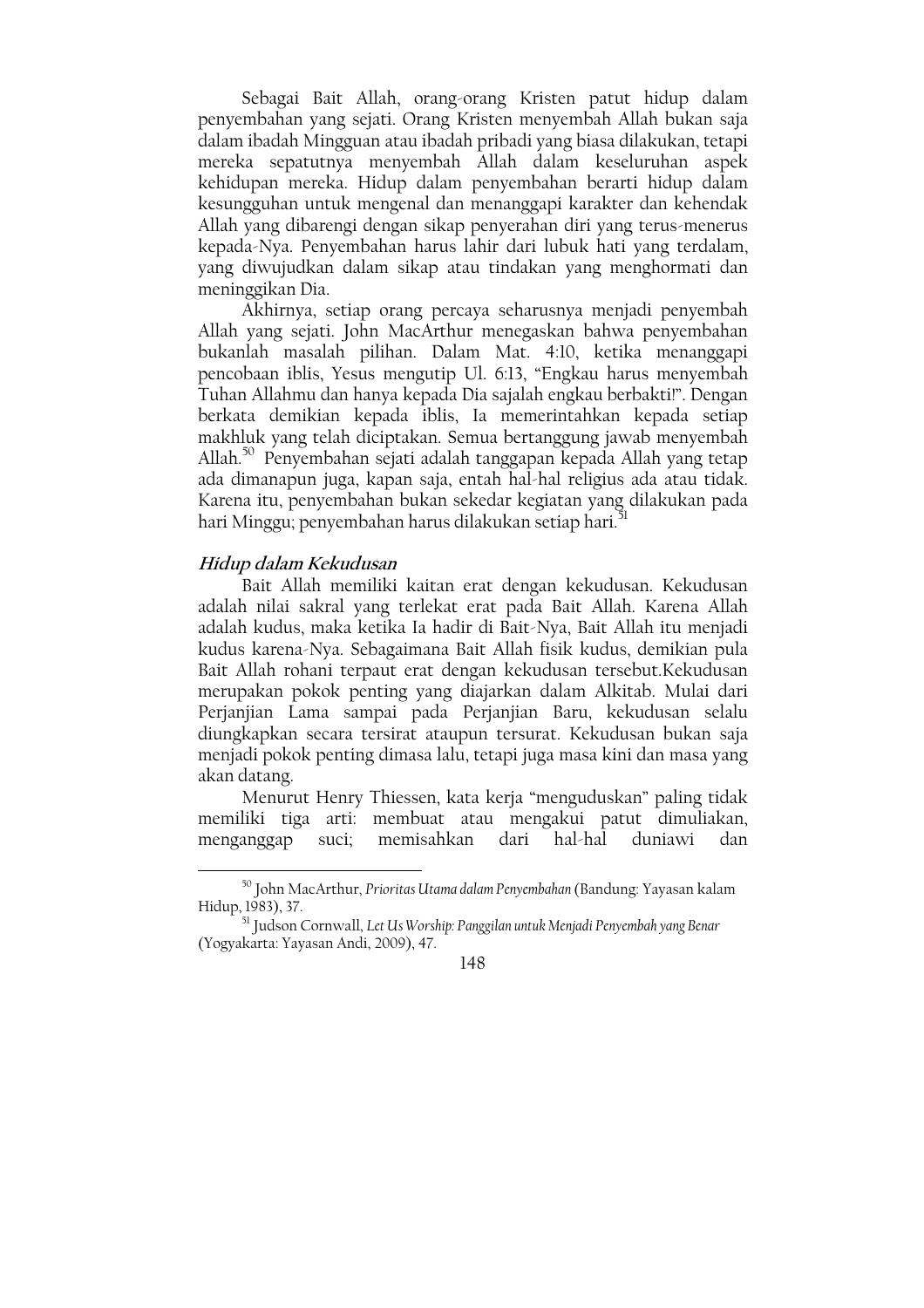Sebagai Bait Allah, orang-orang Kristen patut hidup dalam penyembahan yang sejati. Orang Kristen menyembah Allah bukan saja dalam ibadah Mingguan atau ibadah pribadi yang biasa dilakukan, tetapi mereka sepatutnya menyembah Allah dalam keseluruhan aspek kehidupan mereka. Hidup dalam penyembahan berarti hidup dalam kesungguhan untuk mengenal dan menanggapi karakter dan kehendak Allah yang dibarengi dengan sikap penyerahan diri yang terus-menerus kepada-Nya. Penyembahan harus lahir dari lubuk hati yang terdalam, yang diwujudkan dalam sikap atau tindakan yang menghormati dan meninggikan Dia.

Akhirnya, setiap orang percaya seharusnya menjadi penyembah Allah yang sejati. John MacArthur menegaskan bahwa penyembahan bukanlah masalah pilihan. Dalam Mat. 4:10, ketika menanggapi pencobaan iblis, Yesus mengutip Ul. 6:13, "Engkau harus menyembah Tuhan Allahmu dan hanya kepada Dia sajalah engkau berbakti!". Dengan berkata demikian kepada iblis, Ia memerintahkan kepada setiap makhluk yang telah diciptakan. Semua bertanggung jawab menyembah Allah.[50] Penyembahan sejati adalah tanggapan kepada Allah yang tetap ada dimanapun juga, kapan saja, entah hal-hal religius ada atau tidak. Karena itu, penyembahan bukan sekedar kegiatan yang dilakukan pada hari Minggu; penyembahan harus dilakukan setiap hari.[51]

### *Hidup dalam Kekudusan*

Bait Allah memiliki kaitan erat dengan kekudusan. Kekudusan adalah nilai sakral yang terlekat erat pada Bait Allah. Karena Allah adalah kudus, maka ketika Ia hadir di Bait-Nya, Bait Allah itu menjadi kudus karena-Nya. Sebagaimana Bait Allah fisik kudus, demikian pula Bait Allah rohani terpaut erat dengan kekudusan tersebut.Kekudusan merupakan pokok penting yang diajarkan dalam Alkitab. Mulai dari Perjanjian Lama sampai pada Perjanjian Baru, kekudusan selalu diungkapkan secara tersirat ataupun tersurat. Kekudusan bukan saja menjadi pokok penting dimasa lalu, tetapi juga masa kini dan masa yang akan datang.

Menurut Henry Thiessen, kata kerja "menguduskan" paling tidak memiliki tiga arti: membuat atau mengakui patut dimuliakan, menganggap suci; memisahkan dari hal-hal duniawi dan

---

[50] John MacArthur, *Prioritas Utama dalam Penyembahan* (Bandung: Yayasan kalam Hidup, 1983), 37.

[51] Judson Cornwall, *Let Us Worship: Panggilan untuk Menjadi Penyembah yang Benar* (Yogyakarta: Yayasan Andi, 2009), 47.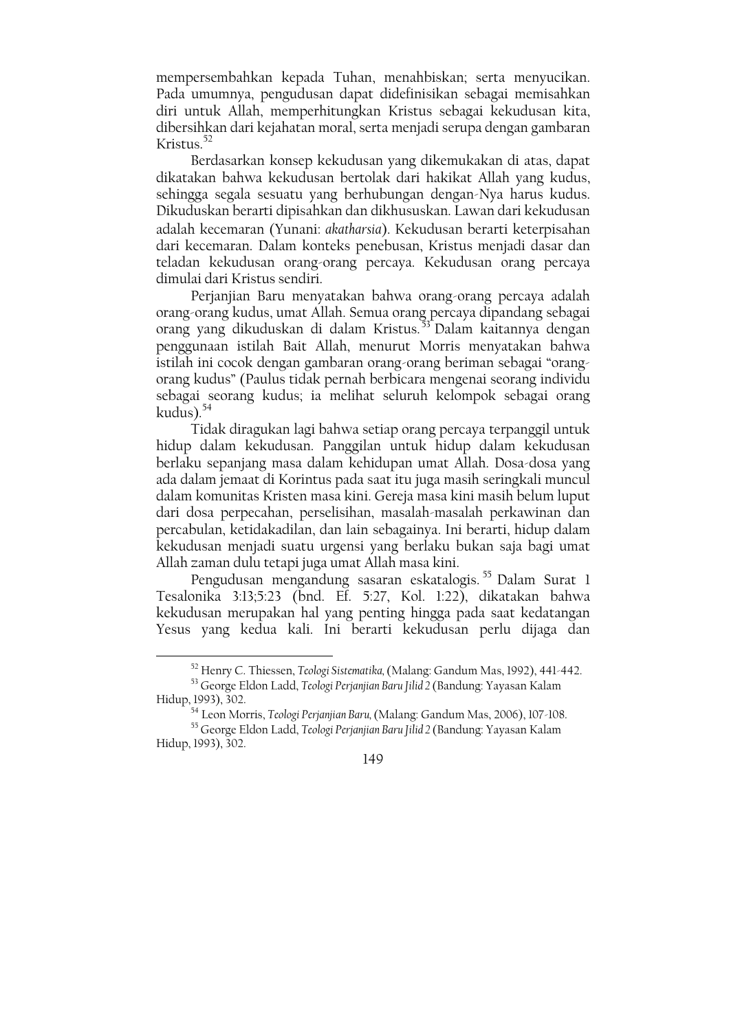mempersembahkan kepada Tuhan, menahbiskan; serta menyucikan. Pada umumnya, pengudusan dapat didefinisikan sebagai memisahkan diri untuk Allah, memperhitungkan Kristus sebagai kekudusan kita, dibersihkan dari kejahatan moral, serta menjadi serupa dengan gambaran Kristus.[52]

Berdasarkan konsep kekudusan yang dikemukakan di atas, dapat dikatakan bahwa kekudusan bertolak dari hakikat Allah yang kudus, sehingga segala sesuatu yang berhubungan dengan-Nya harus kudus. Dikuduskan berarti dipisahkan dan dikhususkan. Lawan dari kekudusan adalah kecemaran (Yunani: *akatharsia*). Kekudusan berarti keterpisahan dari kecemaran. Dalam konteks penebusan, Kristus menjadi dasar dan teladan kekudusan orang-orang percaya. Kekudusan orang percaya dimulai dari Kristus sendiri.

Perjanjian Baru menyatakan bahwa orang-orang percaya adalah orang-orang kudus, umat Allah. Semua orang percaya dipandang sebagai orang yang dikuduskan di dalam Kristus.[53] Dalam kaitannya dengan penggunaan istilah Bait Allah, menurut Morris menyatakan bahwa istilah ini cocok dengan gambaran orang-orang beriman sebagai "orang-orang kudus" (Paulus tidak pernah berbicara mengenai seorang individu sebagai seorang kudus; ia melihat seluruh kelompok sebagai orang kudus).[54]

Tidak diragukan lagi bahwa setiap orang percaya terpanggil untuk hidup dalam kekudusan. Panggilan untuk hidup dalam kekudusan berlaku sepanjang masa dalam kehidupan umat Allah. Dosa-dosa yang ada dalam jemaat di Korintus pada saat itu juga masih seringkali muncul dalam komunitas Kristen masa kini. Gereja masa kini masih belum luput dari dosa perpecahan, perselisihan, masalah-masalah perkawinan dan percabulan, ketidakadilan, dan lain sebagainya. Ini berarti, hidup dalam kekudusan menjadi suatu urgensi yang berlaku bukan saja bagi umat Allah zaman dulu tetapi juga umat Allah masa kini.

Pengudusan mengandung sasaran eskatalogis.[55] Dalam Surat 1 Tesalonika 3:13;5:23 (bnd. Ef. 5:27, Kol. 1:22), dikatakan bahwa kekudusan merupakan hal yang penting hingga pada saat kedatangan Yesus yang kedua kali. Ini berarti kekudusan perlu dijaga dan

---

[52] Henry C. Thiessen, *Teologi Sistematika*, (Malang: Gandum Mas, 1992), 441-442.

[53] George Eldon Ladd, *Teologi Perjanjian Baru Jilid 2* (Bandung: Yayasan Kalam Hidup, 1993), 302.

[54] Leon Morris, *Teologi Perjanjian Baru*, (Malang: Gandum Mas, 2006), 107-108.

[55] George Eldon Ladd, *Teologi Perjanjian Baru Jilid 2* (Bandung: Yayasan Kalam Hidup, 1993), 302.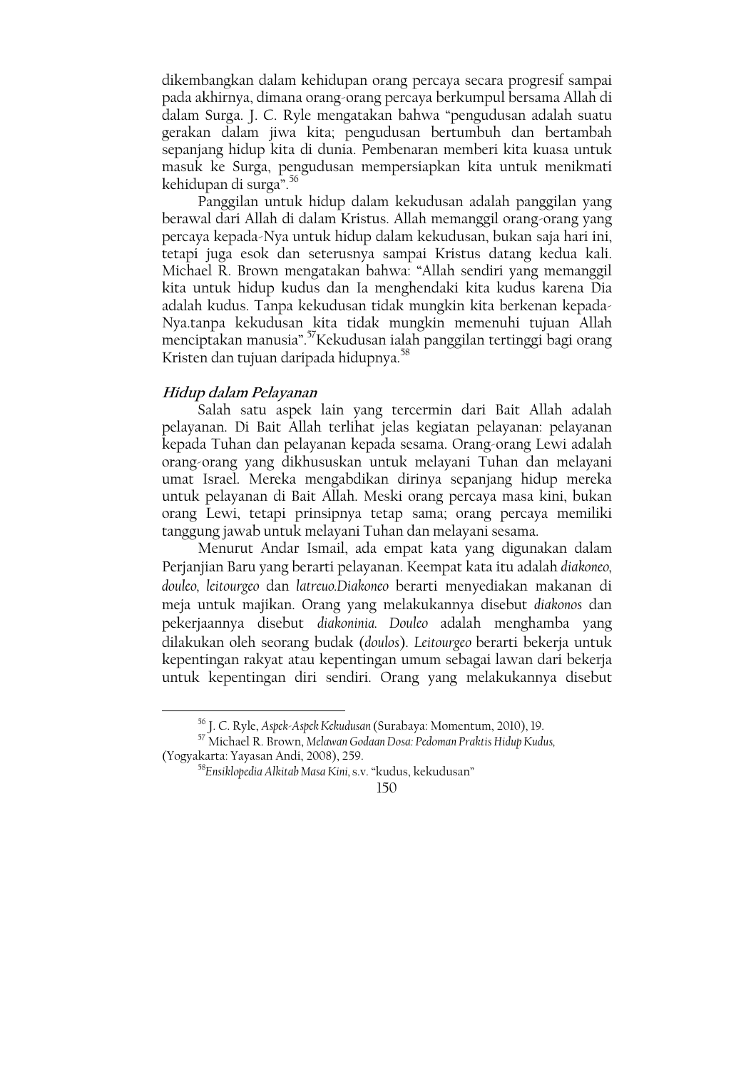dikembangkan dalam kehidupan orang percaya secara progresif sampai pada akhirnya, dimana orang-orang percaya berkumpul bersama Allah di dalam Surga. J. C. Ryle mengatakan bahwa "pengudusan adalah suatu gerakan dalam jiwa kita; pengudusan bertumbuh dan bertambah sepanjang hidup kita di dunia. Pembenaran memberi kita kuasa untuk masuk ke Surga, pengudusan mempersiapkan kita untuk menikmati kehidupan di surga".[56]

Panggilan untuk hidup dalam kekudusan adalah panggilan yang berawal dari Allah di dalam Kristus. Allah memanggil orang-orang yang percaya kepada-Nya untuk hidup dalam kekudusan, bukan saja hari ini, tetapi juga esok dan seterusnya sampai Kristus datang kedua kali. Michael R. Brown mengatakan bahwa: "Allah sendiri yang memanggil kita untuk hidup kudus dan Ia menghendaki kita kudus karena Dia adalah kudus. Tanpa kekudusan tidak mungkin kita berkenan kepada-Nya.tanpa kekudusan kita tidak mungkin memenuhi tujuan Allah menciptakan manusia".[57]Kekudusan ialah panggilan tertinggi bagi orang Kristen dan tujuan daripada hidupnya.[58]

### *Hidup dalam Pelayanan*

Salah satu aspek lain yang tercermin dari Bait Allah adalah pelayanan. Di Bait Allah terlihat jelas kegiatan pelayanan: pelayanan kepada Tuhan dan pelayanan kepada sesama. Orang-orang Lewi adalah orang-orang yang dikhususkan untuk melayani Tuhan dan melayani umat Israel. Mereka mengabdikan dirinya sepanjang hidup mereka untuk pelayanan di Bait Allah. Meski orang percaya masa kini, bukan orang Lewi, tetapi prinsipnya tetap sama; orang percaya memiliki tanggung jawab untuk melayani Tuhan dan melayani sesama.

Menurut Andar Ismail, ada empat kata yang digunakan dalam Perjanjian Baru yang berarti pelayanan. Keempat kata itu adalah *diakoneo*, *douleo*, *leitourgeo* dan *latreuo*.*Diakoneo* berarti menyediakan makanan di meja untuk majikan. Orang yang melakukannya disebut *diakonos* dan pekerjaannya disebut *diakoninia*. *Douleo* adalah menghamba yang dilakukan oleh seorang budak (*doulos*). *Leitourgeo* berarti bekerja untuk kepentingan rakyat atau kepentingan umum sebagai lawan dari bekerja untuk kepentingan diri sendiri. Orang yang melakukannya disebut

---

[56] J. C. Ryle, *Aspek-Aspek Kekudusan* (Surabaya: Momentum, 2010), 19.

[57] Michael R. Brown, *Melawan Godaan Dosa: Pedoman Praktis Hidup Kudus*, (Yogyakarta: Yayasan Andi, 2008), 259.

[58] *Ensiklopedia Alkitab Masa Kini*, s.v. "kudus, kekudusan"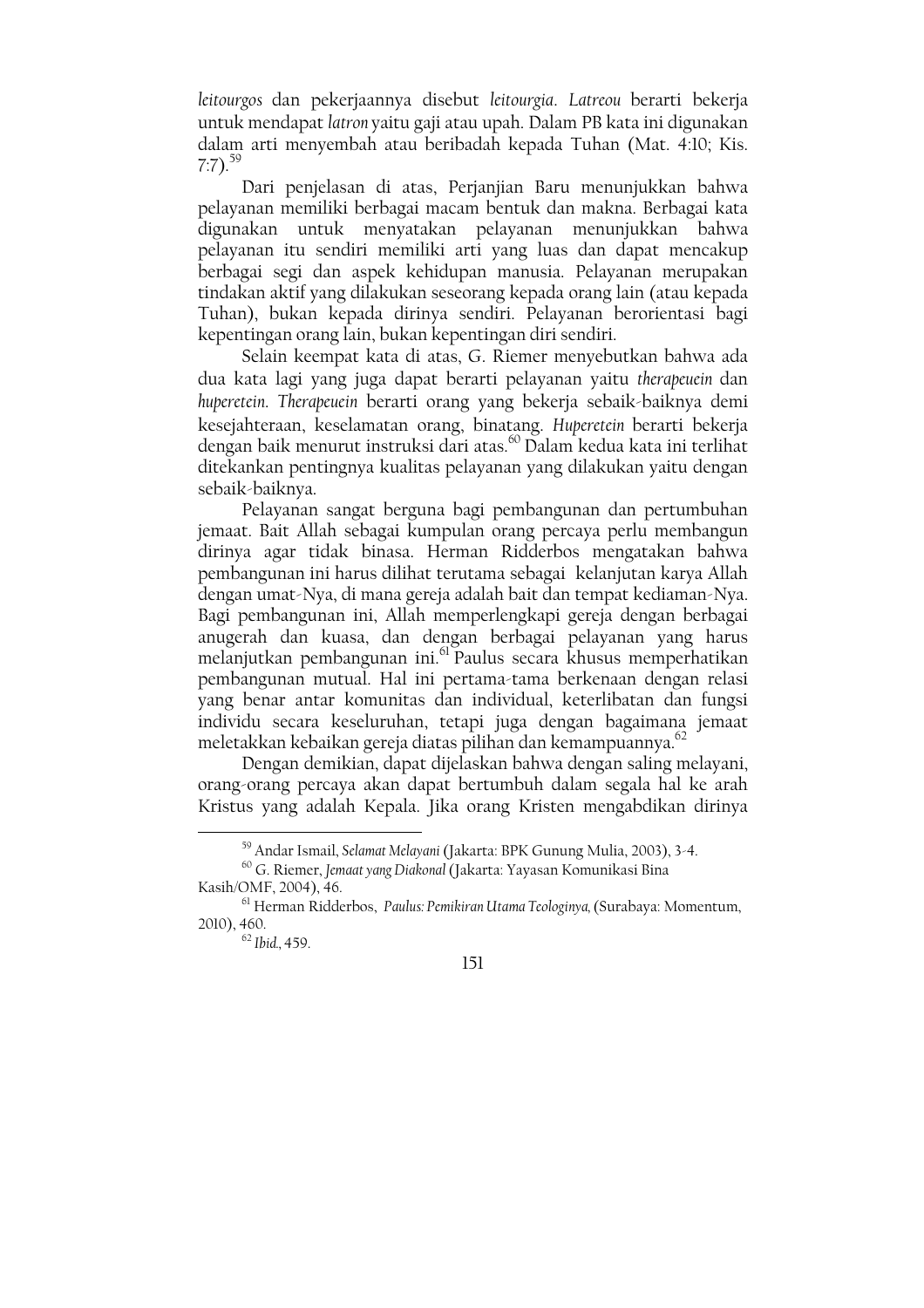*leitourgos* dan pekerjaannya disebut *leitourgia*. *Latreou* berarti bekerja untuk mendapat *latron* yaitu gaji atau upah. Dalam PB kata ini digunakan dalam arti menyembah atau beribadah kepada Tuhan (Mat. 4:10; Kis. 7:7).[59]

Dari penjelasan di atas, Perjanjian Baru menunjukkan bahwa pelayanan memiliki berbagai macam bentuk dan makna. Berbagai kata digunakan untuk menyatakan pelayanan menunjukkan bahwa pelayanan itu sendiri memiliki arti yang luas dan dapat mencakup berbagai segi dan aspek kehidupan manusia. Pelayanan merupakan tindakan aktif yang dilakukan seseorang kepada orang lain (atau kepada Tuhan), bukan kepada dirinya sendiri. Pelayanan berorientasi bagi kepentingan orang lain, bukan kepentingan diri sendiri.

Selain keempat kata di atas, G. Riemer menyebutkan bahwa ada dua kata lagi yang juga dapat berarti pelayanan yaitu *therapeuein* dan *huperetein*. *Therapeuein* berarti orang yang bekerja sebaik-baiknya demi kesejahteraan, keselamatan orang, binatang. *Huperetein* berarti bekerja dengan baik menurut instruksi dari atas.[60] Dalam kedua kata ini terlihat ditekankan pentingnya kualitas pelayanan yang dilakukan yaitu dengan sebaik-baiknya.

Pelayanan sangat berguna bagi pembangunan dan pertumbuhan jemaat. Bait Allah sebagai kumpulan orang percaya perlu membangun dirinya agar tidak binasa. Herman Ridderbos mengatakan bahwa pembangunan ini harus dilihat terutama sebagai kelanjutan karya Allah dengan umat-Nya, di mana gereja adalah bait dan tempat kediaman-Nya. Bagi pembangunan ini, Allah memperlengkapi gereja dengan berbagai anugerah dan kuasa, dan dengan berbagai pelayanan yang harus melanjutkan pembangunan ini.[61] Paulus secara khusus memperhatikan pembangunan mutual. Hal ini pertama-tama berkenaan dengan relasi yang benar antar komunitas dan individual, keterlibatan dan fungsi individu secara keseluruhan, tetapi juga dengan bagaimana jemaat meletakkan kebaikan gereja diatas pilihan dan kemampuannya.[62]

Dengan demikian, dapat dijelaskan bahwa dengan saling melayani, orang-orang percaya akan dapat bertumbuh dalam segala hal ke arah Kristus yang adalah Kepala. Jika orang Kristen mengabdikan dirinya

---

[59] Andar Ismail, *Selamat Melayani* (Jakarta: BPK Gunung Mulia, 2003), 3-4.

[60] G. Riemer, *Jemaat yang Diakonal* (Jakarta: Yayasan Komunikasi Bina Kasih/OMF, 2004), 46.

[61] Herman Ridderbos, *Paulus: Pemikiran Utama Teologinya*, (Surabaya: Momentum, 2010), 460.

[62] *Ibid.*, 459.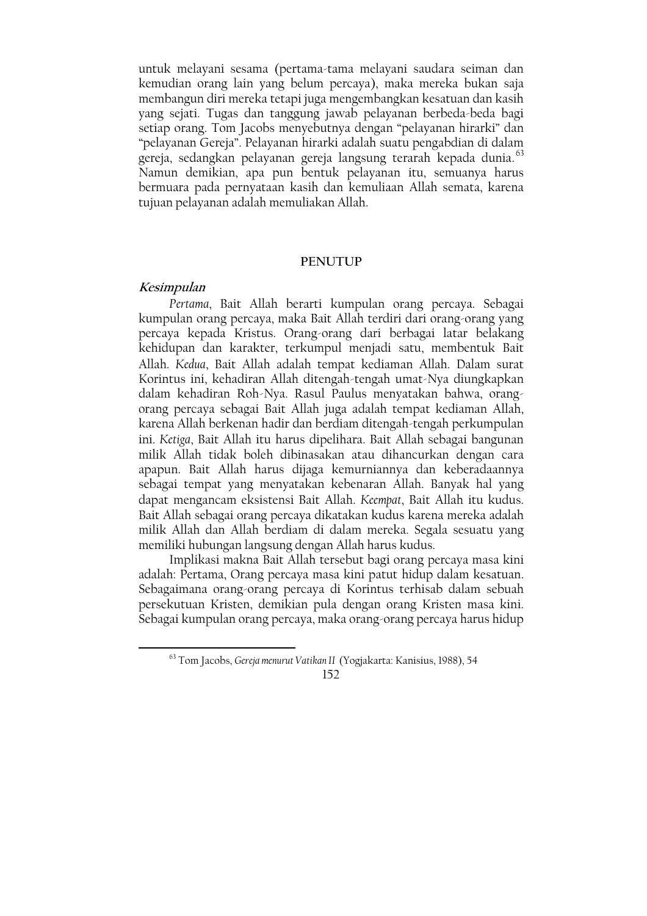untuk melayani sesama (pertama-tama melayani saudara seiman dan kemudian orang lain yang belum percaya), maka mereka bukan saja membangun diri mereka tetapi juga mengembangkan kesatuan dan kasih yang sejati. Tugas dan tanggung jawab pelayanan berbeda-beda bagi setiap orang. Tom Jacobs menyebutnya dengan "pelayanan hirarki" dan "pelayanan Gereja". Pelayanan hirarki adalah suatu pengabdian di dalam gereja, sedangkan pelayanan gereja langsung terarah kepada dunia.[63] Namun demikian, apa pun bentuk pelayanan itu, semuanya harus bermuara pada pernyataan kasih dan kemuliaan Allah semata, karena tujuan pelayanan adalah memuliakan Allah.

## PENUTUP

### *Kesimpulan*

*Pertama*, Bait Allah berarti kumpulan orang percaya. Sebagai kumpulan orang percaya, maka Bait Allah terdiri dari orang-orang yang percaya kepada Kristus. Orang-orang dari berbagai latar belakang kehidupan dan karakter, terkumpul menjadi satu, membentuk Bait Allah. *Kedua*, Bait Allah adalah tempat kediaman Allah. Dalam surat Korintus ini, kehadiran Allah ditengah-tengah umat-Nya diungkapkan dalam kehadiran Roh-Nya. Rasul Paulus menyatakan bahwa, orang-orang percaya sebagai Bait Allah juga adalah tempat kediaman Allah, karena Allah berkenan hadir dan berdiam ditengah-tengah perkumpulan ini. *Ketiga*, Bait Allah itu harus dipelihara. Bait Allah sebagai bangunan milik Allah tidak boleh dibinasakan atau dihancurkan dengan cara apapun. Bait Allah harus dijaga kemurniannya dan keberadaannya sebagai tempat yang menyatakan kebenaran Allah. Banyak hal yang dapat mengancam eksistensi Bait Allah. *Keempat*, Bait Allah itu kudus. Bait Allah sebagai orang percaya dikatakan kudus karena mereka adalah milik Allah dan Allah berdiam di dalam mereka. Segala sesuatu yang memiliki hubungan langsung dengan Allah harus kudus.

Implikasi makna Bait Allah tersebut bagi orang percaya masa kini adalah: Pertama, Orang percaya masa kini patut hidup dalam kesatuan. Sebagaimana orang-orang percaya di Korintus terhisab dalam sebuah persekutuan Kristen, demikian pula dengan orang Kristen masa kini. Sebagai kumpulan orang percaya, maka orang-orang percaya harus hidup

---

[63] Tom Jacobs, *Gereja menurut Vatikan II* (Yogjakarta: Kanisius, 1988), 54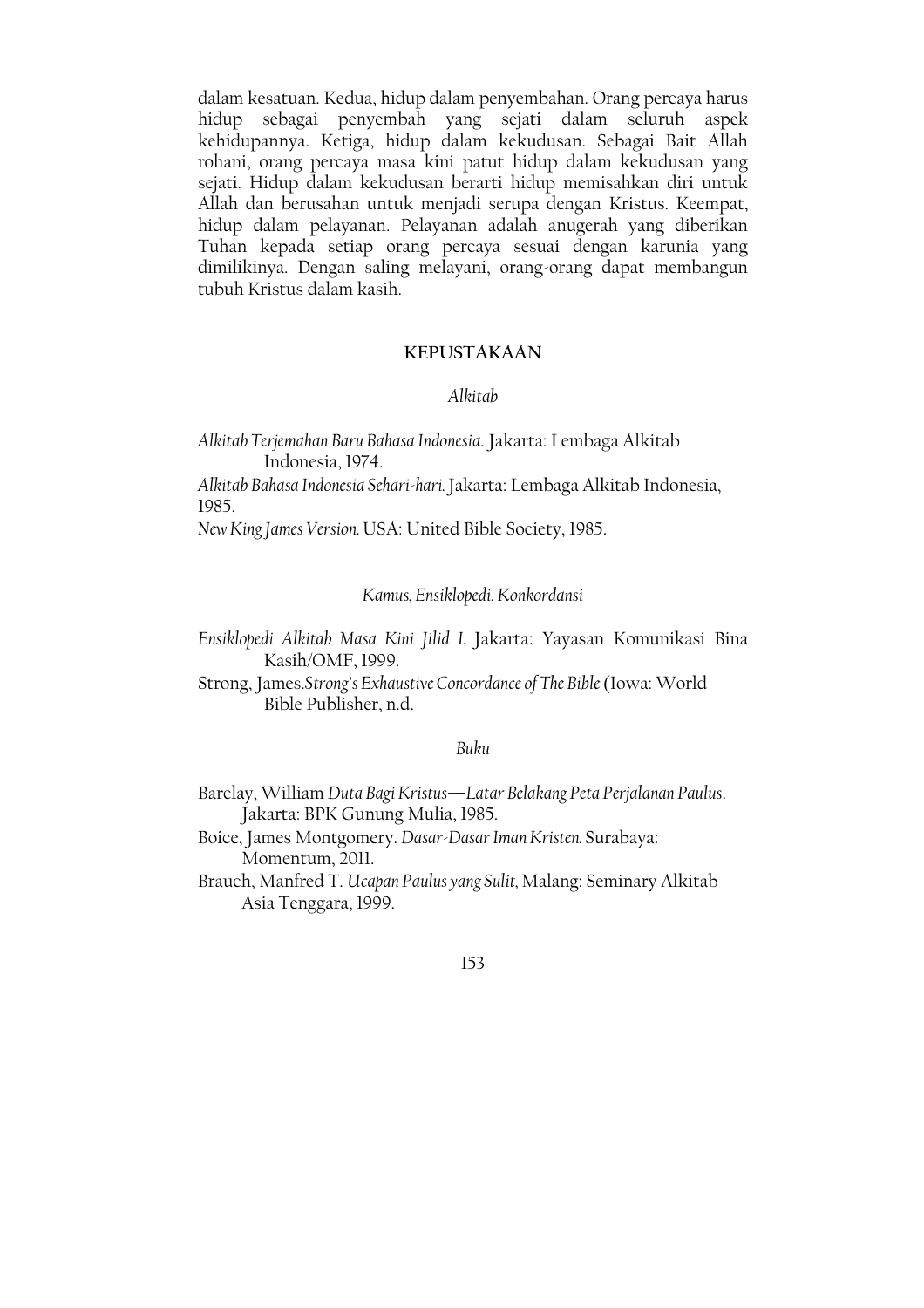dalam kesatuan. Kedua, hidup dalam penyembahan. Orang percaya harus hidup sebagai penyembah yang sejati dalam seluruh aspek kehidupannya. Ketiga, hidup dalam kekudusan. Sebagai Bait Allah rohani, orang percaya masa kini patut hidup dalam kekudusan yang sejati. Hidup dalam kekudusan berarti hidup memisahkan diri untuk Allah dan berusahan untuk menjadi serupa dengan Kristus. Keempat, hidup dalam pelayanan. Pelayanan adalah anugerah yang diberikan Tuhan kepada setiap orang percaya sesuai dengan karunia yang dimilikinya. Dengan saling melayani, orang-orang dapat membangun tubuh Kristus dalam kasih.

## KEPUSTAKAAN

### *Alkitab*

*Alkitab Terjemahan Baru Bahasa Indonesia*. Jakarta: Lembaga Alkitab Indonesia, 1974.

*Alkitab Bahasa Indonesia Sehari-hari.* Jakarta: Lembaga Alkitab Indonesia, 1985.

*New King James Version.* USA: United Bible Society, 1985.

### *Kamus, Ensiklopedi, Konkordansi*

*Ensiklopedi Alkitab Masa Kini Jilid I.* Jakarta: Yayasan Komunikasi Bina Kasih/OMF, 1999.

Strong, James.*Strong's Exhaustive Concordance of The Bible* (Iowa: World Bible Publisher, n.d.

### *Buku*

Barclay, William *Duta Bagi Kristus—Latar Belakang Peta Perjalanan Paulus*. Jakarta: BPK Gunung Mulia, 1985.

Boice, James Montgomery. *Dasar-Dasar Iman Kristen.* Surabaya: Momentum, 2011.

Brauch, Manfred T. *Ucapan Paulus yang Sulit*, Malang: Seminary Alkitab Asia Tenggara, 1999.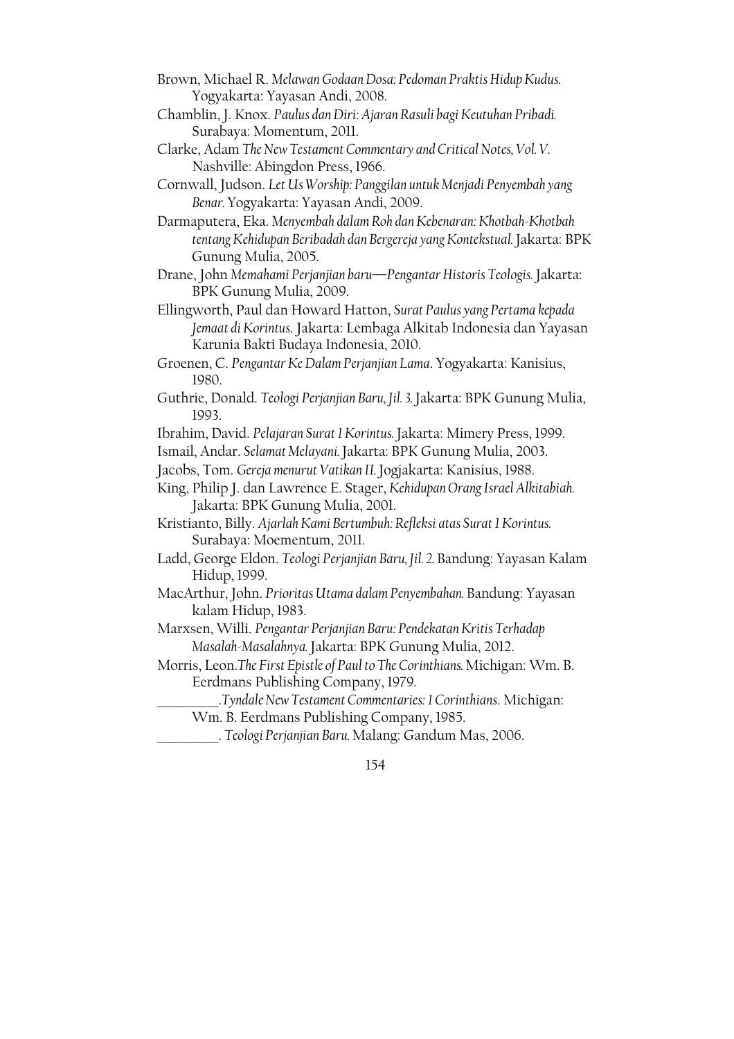Brown, Michael R. *Melawan Godaan Dosa: Pedoman Praktis Hidup Kudus.* Yogyakarta: Yayasan Andi, 2008.

Chamblin, J. Knox. *Paulus dan Diri: Ajaran Rasuli bagi Keutuhan Pribadi.* Surabaya: Momentum, 2011.

Clarke, Adam *The New Testament Commentary and Critical Notes, Vol. V*. Nashville: Abingdon Press, 1966.

Cornwall, Judson. *Let Us Worship: Panggilan untuk Menjadi Penyembah yang Benar.* Yogyakarta: Yayasan Andi, 2009.

Darmaputera, Eka. *Menyembah dalam Roh dan Kebenaran: Khotbah-Khotbah tentang Kehidupan Beribadah dan Bergereja yang Kontekstual.* Jakarta: BPK Gunung Mulia, 2005.

Drane, John *Memahami Perjanjian baru—Pengantar Historis Teologis.* Jakarta: BPK Gunung Mulia, 2009.

Ellingworth, Paul dan Howard Hatton, *Surat Paulus yang Pertama kepada Jemaat di Korintus*. Jakarta: Lembaga Alkitab Indonesia dan Yayasan Karunia Bakti Budaya Indonesia, 2010.

Groenen, C. *Pengantar Ke Dalam Perjanjian Lama*. Yogyakarta: Kanisius, 1980.

Guthrie, Donald. *Teologi Perjanjian Baru, Jil. 3.* Jakarta: BPK Gunung Mulia, 1993.

Ibrahim, David. *Pelajaran Surat 1 Korintus.* Jakarta: Mimery Press, 1999.

Ismail, Andar. *Selamat Melayani.* Jakarta: BPK Gunung Mulia, 2003.

Jacobs, Tom. *Gereja menurut Vatikan II.* Jogjakarta: Kanisius, 1988.

King, Philip J. dan Lawrence E. Stager, *Kehidupan Orang Israel Alkitabiah.* Jakarta: BPK Gunung Mulia, 2001.

Kristianto, Billy. *Ajarlah Kami Bertumbuh: Refleksi atas Surat 1 Korintus.* Surabaya: Moementum, 2011.

Ladd, George Eldon. *Teologi Perjanjian Baru, Jil. 2.* Bandung: Yayasan Kalam Hidup, 1999.

MacArthur, John. *Prioritas Utama dalam Penyembahan.* Bandung: Yayasan kalam Hidup, 1983.

Marxsen, Willi. *Pengantar Perjanjian Baru: Pendekatan Kritis Terhadap Masalah-Masalahnya.* Jakarta: BPK Gunung Mulia, 2012.

Morris, Leon.*The First Epistle of Paul to The Corinthians.* Michigan: Wm. B. Eerdmans Publishing Company, 1979.

\_\_\_\_\_\_\_\_\_.*Tyndale New Testament Commentaries: 1 Corinthians*. Michigan: Wm. B. Eerdmans Publishing Company, 1985.

\_\_\_\_\_\_\_\_\_. *Teologi Perjanjian Baru.* Malang: Gandum Mas, 2006.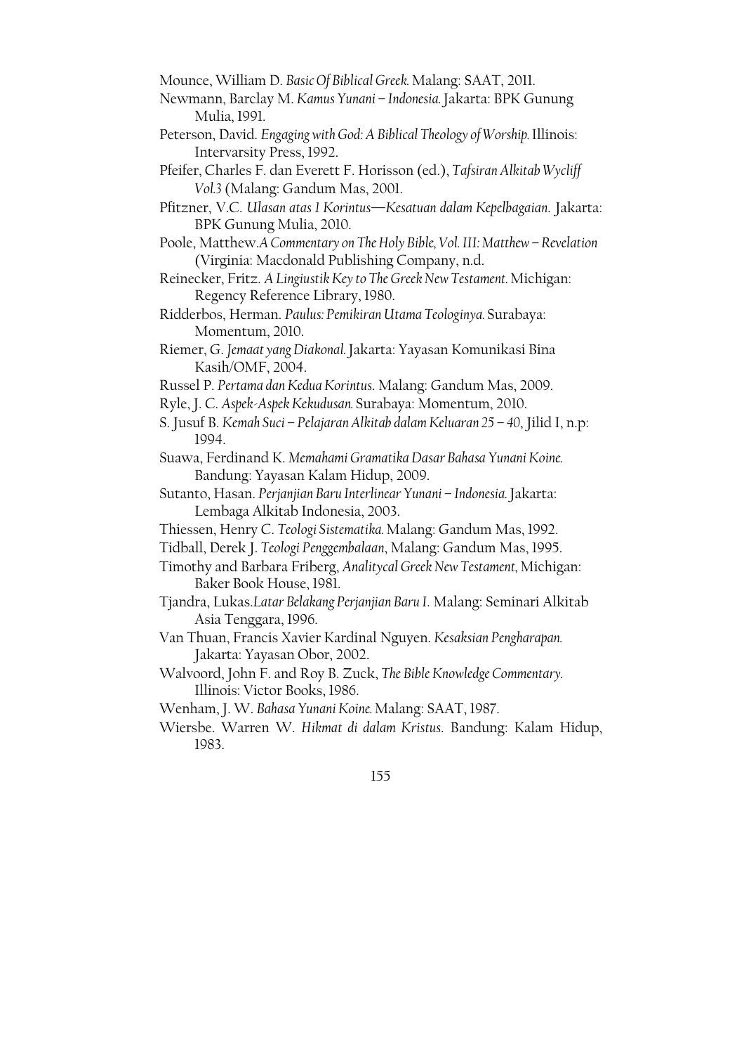Mounce, William D. *Basic Of Biblical Greek.* Malang: SAAT, 2011.

Newmann, Barclay M. *Kamus Yunani – Indonesia.* Jakarta: BPK Gunung Mulia, 1991.

Peterson, David. *Engaging with God: A Biblical Theology of Worship.* Illinois: Intervarsity Press, 1992.

Pfeifer, Charles F. dan Everett F. Horisson (ed.), *Tafsiran Alkitab Wycliff Vol.3* (Malang: Gandum Mas, 2001.

Pfitzner, V.C. *Ulasan atas 1 Korintus—Kesatuan dalam Kepelbagaian.* Jakarta: BPK Gunung Mulia, 2010.

Poole, Matthew.*A Commentary on The Holy Bible, Vol. III: Matthew – Revelation* (Virginia: Macdonald Publishing Company, n.d.

Reinecker, Fritz. *A Lingiustik Key to The Greek New Testament.* Michigan: Regency Reference Library, 1980.

Ridderbos, Herman. *Paulus: Pemikiran Utama Teologinya.* Surabaya: Momentum, 2010.

Riemer, G. *Jemaat yang Diakonal.* Jakarta: Yayasan Komunikasi Bina Kasih/OMF, 2004.

Russel P. *Pertama dan Kedua Korintus.* Malang: Gandum Mas, 2009.

Ryle, J. C. *Aspek-Aspek Kekudusan.* Surabaya: Momentum, 2010.

S. Jusuf B. *Kemah Suci – Pelajaran Alkitab dalam Keluaran 25 – 40*, Jilid I, n.p: 1994.

Suawa, Ferdinand K. *Memahami Gramatika Dasar Bahasa Yunani Koine.* Bandung: Yayasan Kalam Hidup, 2009.

Sutanto, Hasan. *Perjanjian Baru Interlinear Yunani – Indonesia.* Jakarta: Lembaga Alkitab Indonesia, 2003.

Thiessen, Henry C. *Teologi Sistematika.* Malang: Gandum Mas, 1992.

Tidball, Derek J. *Teologi Penggembalaan*, Malang: Gandum Mas, 1995.

Timothy and Barbara Friberg, *Analitycal Greek New Testament*, Michigan: Baker Book House, 1981.

Tjandra, Lukas.*Latar Belakang Perjanjian Baru I.* Malang: Seminari Alkitab Asia Tenggara, 1996.

Van Thuan, Francis Xavier Kardinal Nguyen. *Kesaksian Pengharapan.* Jakarta: Yayasan Obor, 2002.

Walvoord, John F. and Roy B. Zuck, *The Bible Knowledge Commentary.* Illinois: Victor Books, 1986.

Wenham, J. W. *Bahasa Yunani Koine.* Malang: SAAT, 1987.

Wiersbe. Warren W. *Hikmat di dalam Kristus.* Bandung: Kalam Hidup, 1983.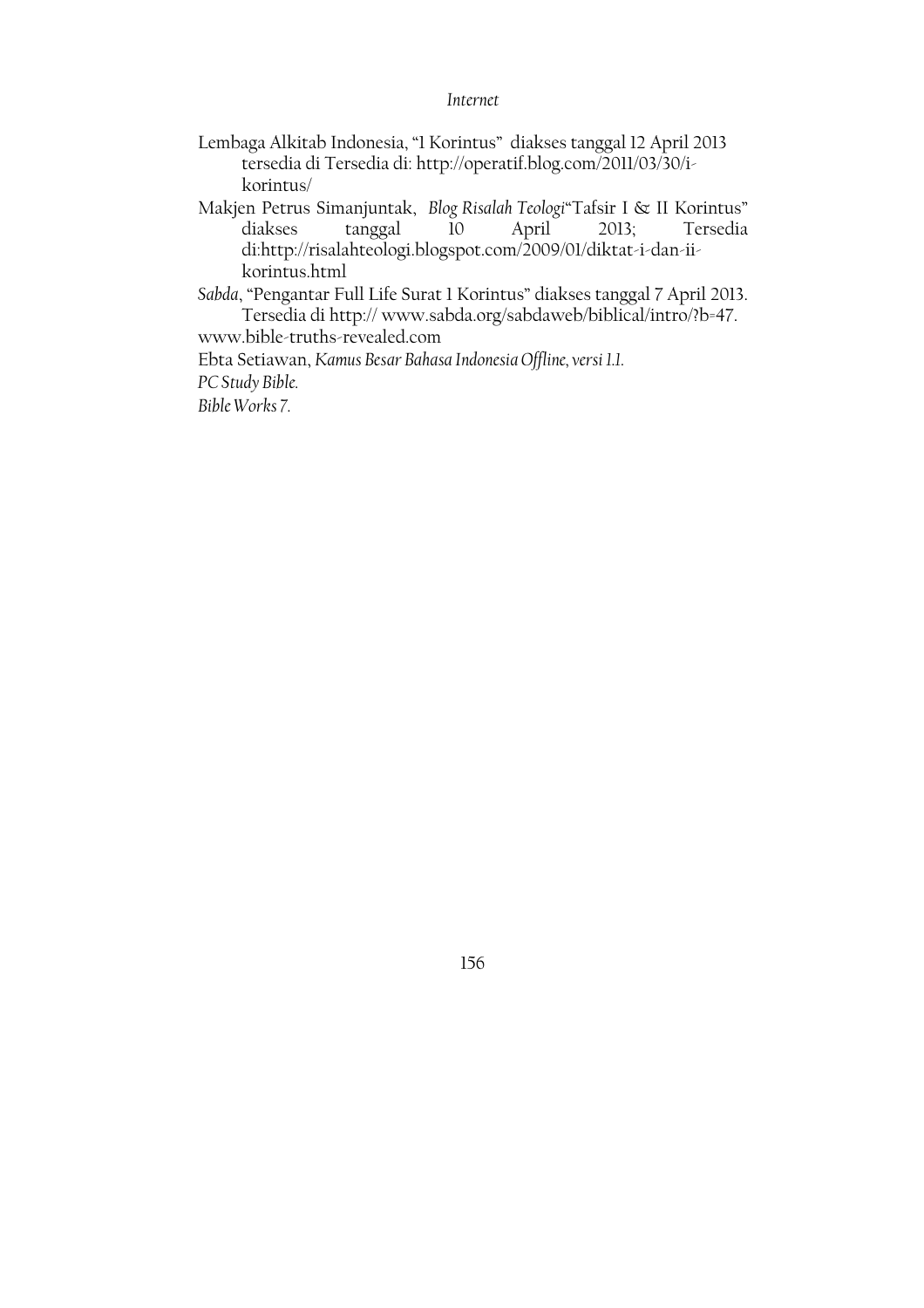*Internet*

Lembaga Alkitab Indonesia, "1 Korintus" diakses tanggal 12 April 2013 tersedia di Tersedia di: http://operatif.blog.com/2011/03/30/i-korintus/

Makjen Petrus Simanjuntak, *Blog Risalah Teologi*"Tafsir I & II Korintus" diakses tanggal 10 April 2013; Tersedia di:http://risalahteologi.blogspot.com/2009/01/diktat-i-dan-ii-korintus.html

*Sabda*, "Pengantar Full Life Surat 1 Korintus" diakses tanggal 7 April 2013. Tersedia di http:// www.sabda.org/sabdaweb/biblical/intro/?b=47.

www.bible-truths-revealed.com

Ebta Setiawan, *Kamus Besar Bahasa Indonesia Offline, versi 1.1.*

*PC Study Bible.*

*Bible Works 7.*